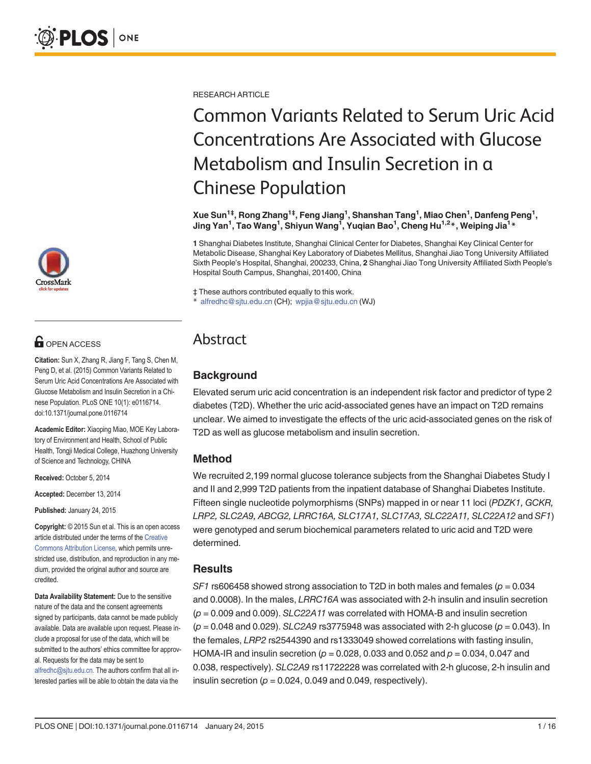RESEARCH ARTICLE

# Common Variants Related to Serum Uric Acid Concentrations Are Associated with Glucose Metabolism and Insulin Secretion in a Chinese Population

**Xue Sun[1‡], Rong Zhang[1‡], Feng Jiang[1], Shanshan Tang[1], Miao Chen[1], Danfeng Peng[1], Jing Yan[1], Tao Wang[1], Shiyun Wang[1], Yuqian Bao[1], Cheng Hu[1,2*], Weiping Jia[1*]**

**1** Shanghai Diabetes Institute, Shanghai Clinical Center for Diabetes, Shanghai Key Clinical Center for Metabolic Disease, Shanghai Key Laboratory of Diabetes Mellitus, Shanghai Jiao Tong University Affiliated Sixth People's Hospital, Shanghai, 200233, China, **2** Shanghai Jiao Tong University Affiliated Sixth People's Hospital South Campus, Shanghai, 201400, China

‡ These authors contributed equally to this work.
* alfredhc@sjtu.edu.cn (CH); wpjia@sjtu.edu.cn (WJ)

OPEN ACCESS

**Citation:** Sun X, Zhang R, Jiang F, Tang S, Chen M, Peng D, et al. (2015) Common Variants Related to Serum Uric Acid Concentrations Are Associated with Glucose Metabolism and Insulin Secretion in a Chinese Population. PLoS ONE 10(1): e0116714. doi:10.1371/journal.pone.0116714

**Academic Editor:** Xiaoping Miao, MOE Key Laboratory of Environment and Health, School of Public Health, Tongji Medical College, Huazhong University of Science and Technology, CHINA

**Received:** October 5, 2014

**Accepted:** December 13, 2014

**Published:** January 24, 2015

**Copyright:** © 2015 Sun et al. This is an open access article distributed under the terms of the Creative Commons Attribution License, which permits unrestricted use, distribution, and reproduction in any medium, provided the original author and source are credited.

**Data Availability Statement:** Due to the sensitive nature of the data and the consent agreements signed by participants, data cannot be made publicly available. Data are available upon request. Please include a proposal for use of the data, which will be submitted to the authors' ethics committee for approval. Requests for the data may be sent to alfredhc@sjtu.edu.cn. The authors confirm that all interested parties will be able to obtain the data via the

## Abstract

### Background

Elevated serum uric acid concentration is an independent risk factor and predictor of type 2 diabetes (T2D). Whether the uric acid-associated genes have an impact on T2D remains unclear. We aimed to investigate the effects of the uric acid-associated genes on the risk of T2D as well as glucose metabolism and insulin secretion.

### Method

We recruited 2,199 normal glucose tolerance subjects from the Shanghai Diabetes Study I and II and 2,999 T2D patients from the inpatient database of Shanghai Diabetes Institute. Fifteen single nucleotide polymorphisms (SNPs) mapped in or near 11 loci (*PDZK1, GCKR, LRP2, SLC2A9, ABCG2, LRRC16A, SLC17A1, SLC17A3, SLC22A11, SLC22A12* and *SF1*) were genotyped and serum biochemical parameters related to uric acid and T2D were determined.

### Results

*SF1* rs606458 showed strong association to T2D in both males and females ($p = 0.034$ and 0.0008). In the males, *LRRC16A* was associated with 2-h insulin and insulin secretion ($p = 0.009$ and 0.009). *SLC22A11* was correlated with HOMA-B and insulin secretion ($p = 0.048$ and 0.029). *SLC2A9* rs3775948 was associated with 2-h glucose ($p = 0.043$). In the females, *LRP2* rs2544390 and rs1333049 showed correlations with fasting insulin, HOMA-IR and insulin secretion ($p = 0.028$, 0.033 and 0.052 and $p = 0.034$, 0.047 and 0.038, respectively). *SLC2A9* rs11722228 was correlated with 2-h glucose, 2-h insulin and insulin secretion ($p = 0.024$, 0.049 and 0.049, respectively).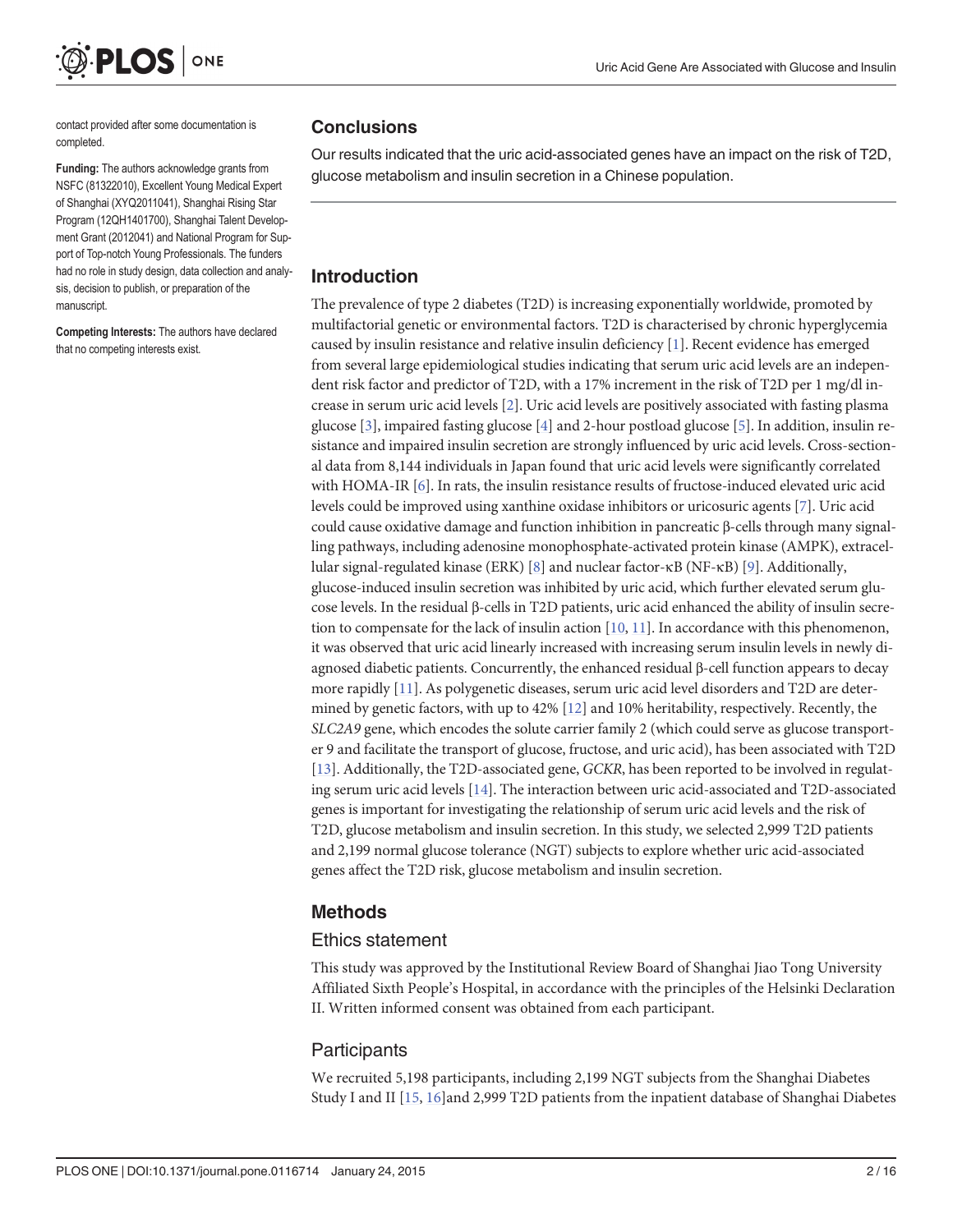contact provided after some documentation is completed.

**Funding:** The authors acknowledge grants from NSFC (81322010), Excellent Young Medical Expert of Shanghai (XYQ2011041), Shanghai Rising Star Program (12QH1401700), Shanghai Talent Development Grant (2012041) and National Program for Support of Top-notch Young Professionals. The funders had no role in study design, data collection and analysis, decision to publish, or preparation of the manuscript.

**Competing Interests:** The authors have declared that no competing interests exist.

## Conclusions

Our results indicated that the uric acid-associated genes have an impact on the risk of T2D, glucose metabolism and insulin secretion in a Chinese population.

## Introduction

The prevalence of type 2 diabetes (T2D) is increasing exponentially worldwide, promoted by multifactorial genetic or environmental factors. T2D is characterised by chronic hyperglycemia caused by insulin resistance and relative insulin deficiency [1]. Recent evidence has emerged from several large epidemiological studies indicating that serum uric acid levels are an independent risk factor and predictor of T2D, with a 17% increment in the risk of T2D per 1 mg/dl increase in serum uric acid levels [2]. Uric acid levels are positively associated with fasting plasma glucose [3], impaired fasting glucose [4] and 2-hour postload glucose [5]. In addition, insulin resistance and impaired insulin secretion are strongly influenced by uric acid levels. Cross-sectional data from 8,144 individuals in Japan found that uric acid levels were significantly correlated with HOMA-IR [6]. In rats, the insulin resistance results of fructose-induced elevated uric acid levels could be improved using xanthine oxidase inhibitors or uricosuric agents [7]. Uric acid could cause oxidative damage and function inhibition in pancreatic β-cells through many signalling pathways, including adenosine monophosphate-activated protein kinase (AMPK), extracellular signal-regulated kinase (ERK) [8] and nuclear factor-κB (NF-κB) [9]. Additionally, glucose-induced insulin secretion was inhibited by uric acid, which further elevated serum glucose levels. In the residual β-cells in T2D patients, uric acid enhanced the ability of insulin secretion to compensate for the lack of insulin action [10, 11]. In accordance with this phenomenon, it was observed that uric acid linearly increased with increasing serum insulin levels in newly diagnosed diabetic patients. Concurrently, the enhanced residual β-cell function appears to decay more rapidly [11]. As polygenetic diseases, serum uric acid level disorders and T2D are determined by genetic factors, with up to 42% [12] and 10% heritability, respectively. Recently, the *SLC2A9* gene, which encodes the solute carrier family 2 (which could serve as glucose transporter 9 and facilitate the transport of glucose, fructose, and uric acid), has been associated with T2D [13]. Additionally, the T2D-associated gene, *GCKR*, has been reported to be involved in regulating serum uric acid levels [14]. The interaction between uric acid-associated and T2D-associated genes is important for investigating the relationship of serum uric acid levels and the risk of T2D, glucose metabolism and insulin secretion. In this study, we selected 2,999 T2D patients and 2,199 normal glucose tolerance (NGT) subjects to explore whether uric acid-associated genes affect the T2D risk, glucose metabolism and insulin secretion.

## Methods

### Ethics statement

This study was approved by the Institutional Review Board of Shanghai Jiao Tong University Affiliated Sixth People's Hospital, in accordance with the principles of the Helsinki Declaration II. Written informed consent was obtained from each participant.

### Participants

We recruited 5,198 participants, including 2,199 NGT subjects from the Shanghai Diabetes Study I and II [15, 16]and 2,999 T2D patients from the inpatient database of Shanghai Diabetes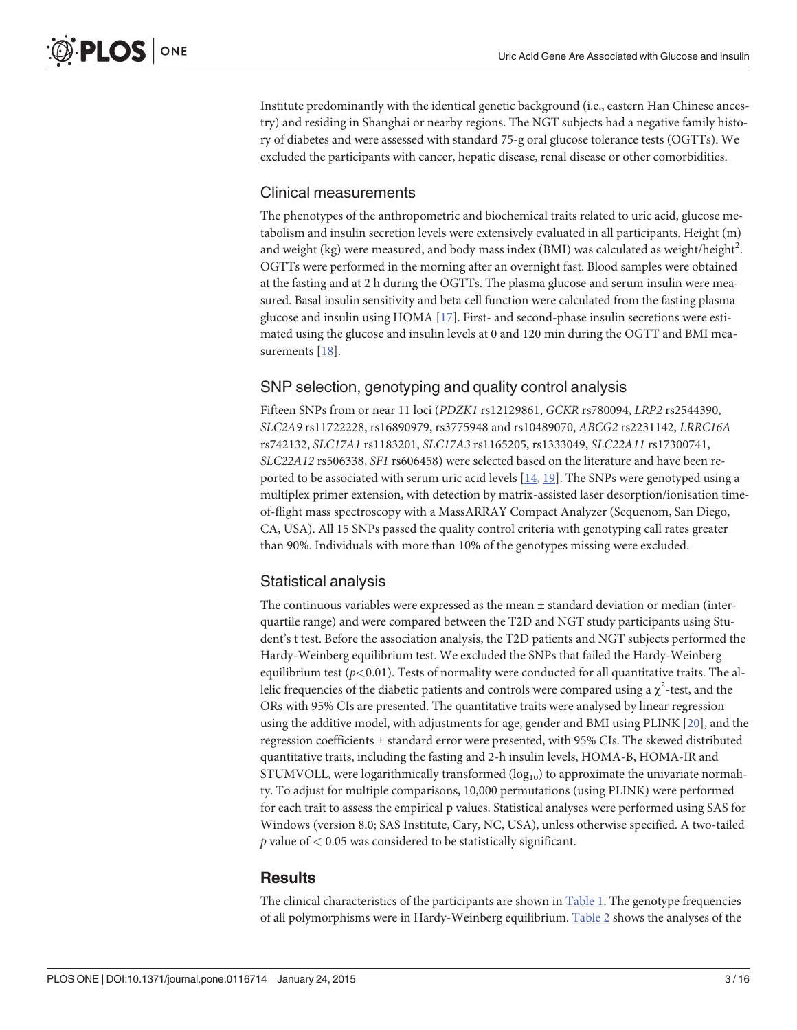Institute predominantly with the identical genetic background (i.e., eastern Han Chinese ancestry) and residing in Shanghai or nearby regions. The NGT subjects had a negative family history of diabetes and were assessed with standard 75-g oral glucose tolerance tests (OGTTs). We excluded the participants with cancer, hepatic disease, renal disease or other comorbidities.

## Clinical measurements

The phenotypes of the anthropometric and biochemical traits related to uric acid, glucose metabolism and insulin secretion levels were extensively evaluated in all participants. Height (m) and weight (kg) were measured, and body mass index (BMI) was calculated as weight/height$^2$. OGTTs were performed in the morning after an overnight fast. Blood samples were obtained at the fasting and at 2 h during the OGTTs. The plasma glucose and serum insulin were measured. Basal insulin sensitivity and beta cell function were calculated from the fasting plasma glucose and insulin using HOMA [17]. First- and second-phase insulin secretions were estimated using the glucose and insulin levels at 0 and 120 min during the OGTT and BMI measurements [18].

## SNP selection, genotyping and quality control analysis

Fifteen SNPs from or near 11 loci (*PDZK1* rs12129861, *GCKR* rs780094, *LRP2* rs2544390, *SLC2A9* rs11722228, rs16890979, rs3775948 and rs10489070, *ABCG2* rs2231142, *LRRC16A* rs742132, *SLC17A1* rs1183201, *SLC17A3* rs1165205, rs1333049, *SLC22A11* rs17300741, *SLC22A12* rs506338, *SF1* rs606458) were selected based on the literature and have been reported to be associated with serum uric acid levels [14, 19]. The SNPs were genotyped using a multiplex primer extension, with detection by matrix-assisted laser desorption/ionisation time-of-flight mass spectroscopy with a MassARRAY Compact Analyzer (Sequenom, San Diego, CA, USA). All 15 SNPs passed the quality control criteria with genotyping call rates greater than 90%. Individuals with more than 10% of the genotypes missing were excluded.

## Statistical analysis

The continuous variables were expressed as the mean ± standard deviation or median (interquartile range) and were compared between the T2D and NGT study participants using Student's t test. Before the association analysis, the T2D patients and NGT subjects performed the Hardy-Weinberg equilibrium test. We excluded the SNPs that failed the Hardy-Weinberg equilibrium test ($p<0.01$). Tests of normality were conducted for all quantitative traits. The allelic frequencies of the diabetic patients and controls were compared using a $\chi^2$-test, and the ORs with 95% CIs are presented. The quantitative traits were analysed by linear regression using the additive model, with adjustments for age, gender and BMI using PLINK [20], and the regression coefficients ± standard error were presented, with 95% CIs. The skewed distributed quantitative traits, including the fasting and 2-h insulin levels, HOMA-B, HOMA-IR and STUMVOLL, were logarithmically transformed ($\log_{10}$) to approximate the univariate normality. To adjust for multiple comparisons, 10,000 permutations (using PLINK) were performed for each trait to assess the empirical p values. Statistical analyses were performed using SAS for Windows (version 8.0; SAS Institute, Cary, NC, USA), unless otherwise specified. A two-tailed $p$ value of $< 0.05$ was considered to be statistically significant.

# Results

The clinical characteristics of the participants are shown in Table 1. The genotype frequencies of all polymorphisms were in Hardy-Weinberg equilibrium. Table 2 shows the analyses of the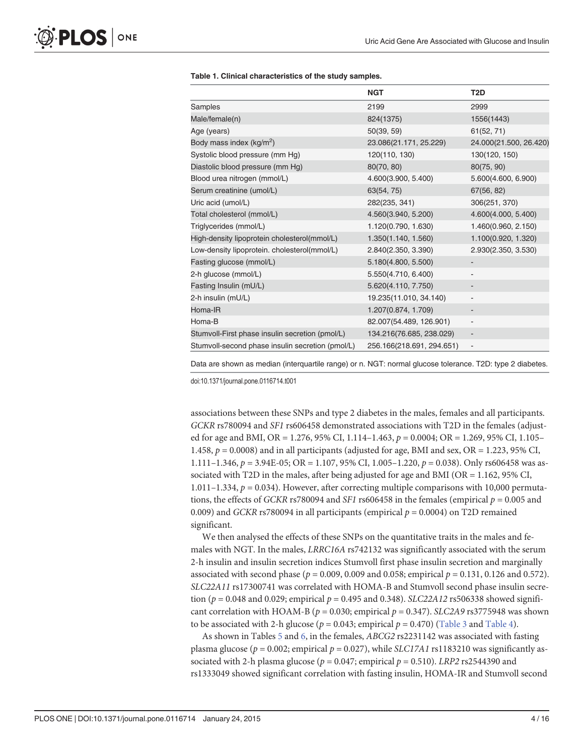**Table 1. Clinical characteristics of the study samples.**

| | NGT | T2D |
|---|---|---|
| Samples | 2199 | 2999 |
| Male/female(n) | 824(1375) | 1556(1443) |
| Age (years) | 50(39, 59) | 61(52, 71) |
| Body mass index (kg/m$^2$) | 23.086(21.171, 25.229) | 24.000(21.500, 26.420) |
| Systolic blood pressure (mm Hg) | 120(110, 130) | 130(120, 150) |
| Diastolic blood pressure (mm Hg) | 80(70, 80) | 80(75, 90) |
| Blood urea nitrogen (mmol/L) | 4.600(3.900, 5.400) | 5.600(4.600, 6.900) |
| Serum creatinine (umol/L) | 63(54, 75) | 67(56, 82) |
| Uric acid (umol/L) | 282(235, 341) | 306(251, 370) |
| Total cholesterol (mmol/L) | 4.560(3.940, 5.200) | 4.600(4.000, 5.400) |
| Triglycerides (mmol/L) | 1.120(0.790, 1.630) | 1.460(0.960, 2.150) |
| High-density lipoprotein cholesterol(mmol/L) | 1.350(1.140, 1.560) | 1.100(0.920, 1.320) |
| Low-density lipoprotein. cholesterol(mmol/L) | 2.840(2.350, 3.390) | 2.930(2.350, 3.530) |
| Fasting glucose (mmol/L) | 5.180(4.800, 5.500) | - |
| 2-h glucose (mmol/L) | 5.550(4.710, 6.400) | - |
| Fasting Insulin (mU/L) | 5.620(4.110, 7.750) | - |
| 2-h insulin (mU/L) | 19.235(11.010, 34.140) | - |
| Homa-IR | 1.207(0.874, 1.709) | - |
| Homa-B | 82.007(54.489, 126.901) | - |
| Stumvoll-First phase insulin secretion (pmol/L) | 134.216(76.685, 238.029) | - |
| Stumvoll-second phase insulin secretion (pmol/L) | 256.166(218.691, 294.651) | - |

Data are shown as median (interquartile range) or n. NGT: normal glucose tolerance. T2D: type 2 diabetes.

doi:10.1371/journal.pone.0116714.t001

associations between these SNPs and type 2 diabetes in the males, females and all participants. *GCKR* rs780094 and *SF1* rs606458 demonstrated associations with T2D in the females (adjusted for age and BMI, OR = 1.276, 95% CI, 1.114–1.463, $p = 0.0004$; OR = 1.269, 95% CI, 1.105–1.458, $p = 0.0008$) and in all participants (adjusted for age, BMI and sex, OR = 1.223, 95% CI, 1.111–1.346, $p =$ 3.94E-05; OR = 1.107, 95% CI, 1.005–1.220, $p = 0.038$). Only rs606458 was associated with T2D in the males, after being adjusted for age and BMI (OR = 1.162, 95% CI, 1.011–1.334, $p = 0.034$). However, after correcting multiple comparisons with 10,000 permutations, the effects of *GCKR* rs780094 and *SF1* rs606458 in the females (empirical $p = 0.005$ and 0.009) and *GCKR* rs780094 in all participants (empirical $p = 0.0004$) on T2D remained significant.

We then analysed the effects of these SNPs on the quantitative traits in the males and females with NGT. In the males, *LRRC16A* rs742132 was significantly associated with the serum 2-h insulin and insulin secretion indices Stumvoll first phase insulin secretion and marginally associated with second phase ($p = 0.009$, 0.009 and 0.058; empirical $p = 0.131$, 0.126 and 0.572). *SLC22A11* rs17300741 was correlated with HOMA-B and Stumvoll second phase insulin secretion ($p = 0.048$ and 0.029; empirical $p = 0.495$ and 0.348). *SLC22A12* rs506338 showed significant correlation with HOAM-B ($p = 0.030$; empirical $p = 0.347$). *SLC2A9* rs3775948 was shown to be associated with 2-h glucose ($p = 0.043$; empirical $p = 0.470$) (Table 3 and Table 4).

As shown in Tables 5 and 6, in the females, *ABCG2* rs2231142 was associated with fasting plasma glucose ($p = 0.002$; empirical $p = 0.027$), while *SLC17A1* rs1183210 was significantly associated with 2-h plasma glucose ($p = 0.047$; empirical $p = 0.510$). *LRP2* rs2544390 and rs1333049 showed significant correlation with fasting insulin, HOMA-IR and Stumvoll second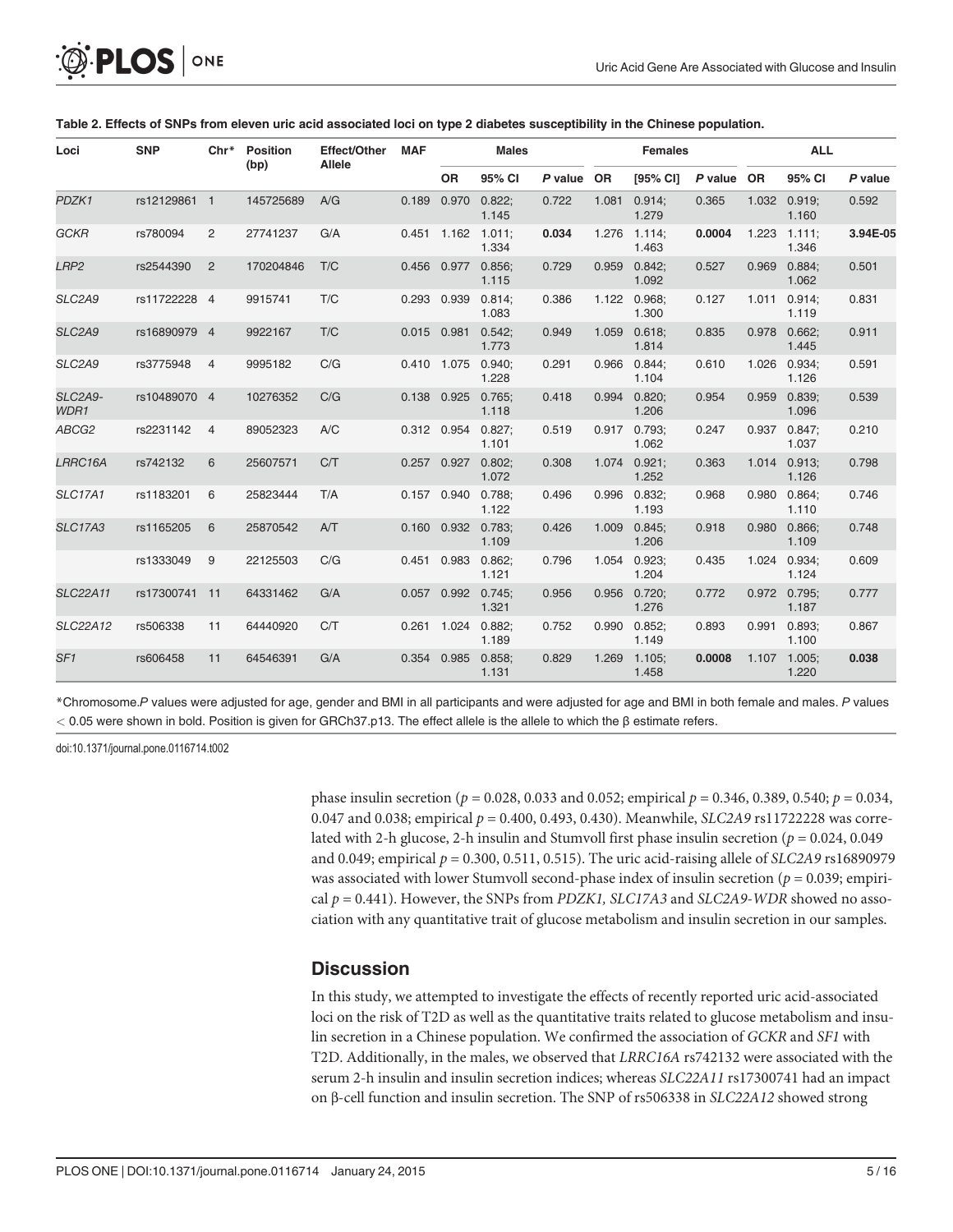**Table 2. Effects of SNPs from eleven uric acid associated loci on type 2 diabetes susceptibility in the Chinese population.**

| Loci | SNP | Chr* | Position (bp) | Effect/Other Allele | MAF | Males | | | Females | | | ALL | | |
|---|---|---|---|---|---|---|---|---|---|---|---|---|---|---|
| | | | | | | OR | 95% CI | *P* value | OR | [95% CI] | *P* value | OR | 95% CI | *P* value |
| *PDZK1* | rs12129861 | 1 | 145725689 | A/G | 0.189 | 0.970 | 0.822; 1.145 | 0.722 | 1.081 | 0.914; 1.279 | 0.365 | 1.032 | 0.919; 1.160 | 0.592 |
| *GCKR* | rs780094 | 2 | 27741237 | G/A | 0.451 | 1.162 | 1.011; 1.334 | **0.034** | 1.276 | 1.114; 1.463 | **0.0004** | 1.223 | 1.111; 1.346 | **3.94E-05** |
| *LRP2* | rs2544390 | 2 | 170204846 | T/C | 0.456 | 0.977 | 0.856; 1.115 | 0.729 | 0.959 | 0.842; 1.092 | 0.527 | 0.969 | 0.884; 1.062 | 0.501 |
| *SLC2A9* | rs11722228 | 4 | 9915741 | T/C | 0.293 | 0.939 | 0.814; 1.083 | 0.386 | 1.122 | 0.968; 1.300 | 0.127 | 1.011 | 0.914; 1.119 | 0.831 |
| *SLC2A9* | rs16890979 | 4 | 9922167 | T/C | 0.015 | 0.981 | 0.542; 1.773 | 0.949 | 1.059 | 0.618; 1.814 | 0.835 | 0.978 | 0.662; 1.445 | 0.911 |
| *SLC2A9* | rs3775948 | 4 | 9995182 | C/G | 0.410 | 1.075 | 0.940; 1.228 | 0.291 | 0.966 | 0.844; 1.104 | 0.610 | 1.026 | 0.934; 1.126 | 0.591 |
| *SLC2A9-WDR1* | rs10489070 | 4 | 10276352 | C/G | 0.138 | 0.925 | 0.765; 1.118 | 0.418 | 0.994 | 0.820; 1.206 | 0.954 | 0.959 | 0.839; 1.096 | 0.539 |
| *ABCG2* | rs2231142 | 4 | 89052323 | A/C | 0.312 | 0.954 | 0.827; 1.101 | 0.519 | 0.917 | 0.793; 1.062 | 0.247 | 0.937 | 0.847; 1.037 | 0.210 |
| *LRRC16A* | rs742132 | 6 | 25607571 | C/T | 0.257 | 0.927 | 0.802; 1.072 | 0.308 | 1.074 | 0.921; 1.252 | 0.363 | 1.014 | 0.913; 1.126 | 0.798 |
| *SLC17A1* | rs1183201 | 6 | 25823444 | T/A | 0.157 | 0.940 | 0.788; 1.122 | 0.496 | 0.996 | 0.832; 1.193 | 0.968 | 0.980 | 0.864; 1.110 | 0.746 |
| *SLC17A3* | rs1165205 | 6 | 25870542 | A/T | 0.160 | 0.932 | 0.783; 1.109 | 0.426 | 1.009 | 0.845; 1.206 | 0.918 | 0.980 | 0.866; 1.109 | 0.748 |
| | rs1333049 | 9 | 22125503 | C/G | 0.451 | 0.983 | 0.862; 1.121 | 0.796 | 1.054 | 0.923; 1.204 | 0.435 | 1.024 | 0.934; 1.124 | 0.609 |
| *SLC22A11* | rs17300741 | 11 | 64331462 | G/A | 0.057 | 0.992 | 0.745; 1.321 | 0.956 | 0.956 | 0.720; 1.276 | 0.772 | 0.972 | 0.795; 1.187 | 0.777 |
| *SLC22A12* | rs506338 | 11 | 64440920 | C/T | 0.261 | 1.024 | 0.882; 1.189 | 0.752 | 0.990 | 0.852; 1.149 | 0.893 | 0.991 | 0.893; 1.100 | 0.867 |
| *SF1* | rs606458 | 11 | 64546391 | G/A | 0.354 | 0.985 | 0.858; 1.131 | 0.829 | 1.269 | 1.105; 1.458 | **0.0008** | 1.107 | 1.005; 1.220 | **0.038** |

*Chromosome.*P* values were adjusted for age, gender and BMI in all participants and were adjusted for age and BMI in both female and males. *P* values $< 0.05$ were shown in bold. Position is given for GRCh37.p13. The effect allele is the allele to which the β estimate refers.

doi:10.1371/journal.pone.0116714.t002

phase insulin secretion ($p = 0.028$, 0.033 and 0.052; empirical $p = 0.346$, 0.389, 0.540; $p = 0.034$, 0.047 and 0.038; empirical $p = 0.400$, 0.493, 0.430). Meanwhile, *SLC2A9* rs11722228 was correlated with 2-h glucose, 2-h insulin and Stumvoll first phase insulin secretion ($p = 0.024$, 0.049 and 0.049; empirical $p = 0.300$, 0.511, 0.515). The uric acid-raising allele of *SLC2A9* rs16890979 was associated with lower Stumvoll second-phase index of insulin secretion ($p = 0.039$; empirical $p = 0.441$). However, the SNPs from *PDZK1, SLC17A3* and *SLC2A9-WDR* showed no association with any quantitative trait of glucose metabolism and insulin secretion in our samples.

## Discussion

In this study, we attempted to investigate the effects of recently reported uric acid-associated loci on the risk of T2D as well as the quantitative traits related to glucose metabolism and insulin secretion in a Chinese population. We confirmed the association of *GCKR* and *SF1* with T2D. Additionally, in the males, we observed that *LRRC16A* rs742132 were associated with the serum 2-h insulin and insulin secretion indices; whereas *SLC22A11* rs17300741 had an impact on β-cell function and insulin secretion. The SNP of rs506338 in *SLC22A12* showed strong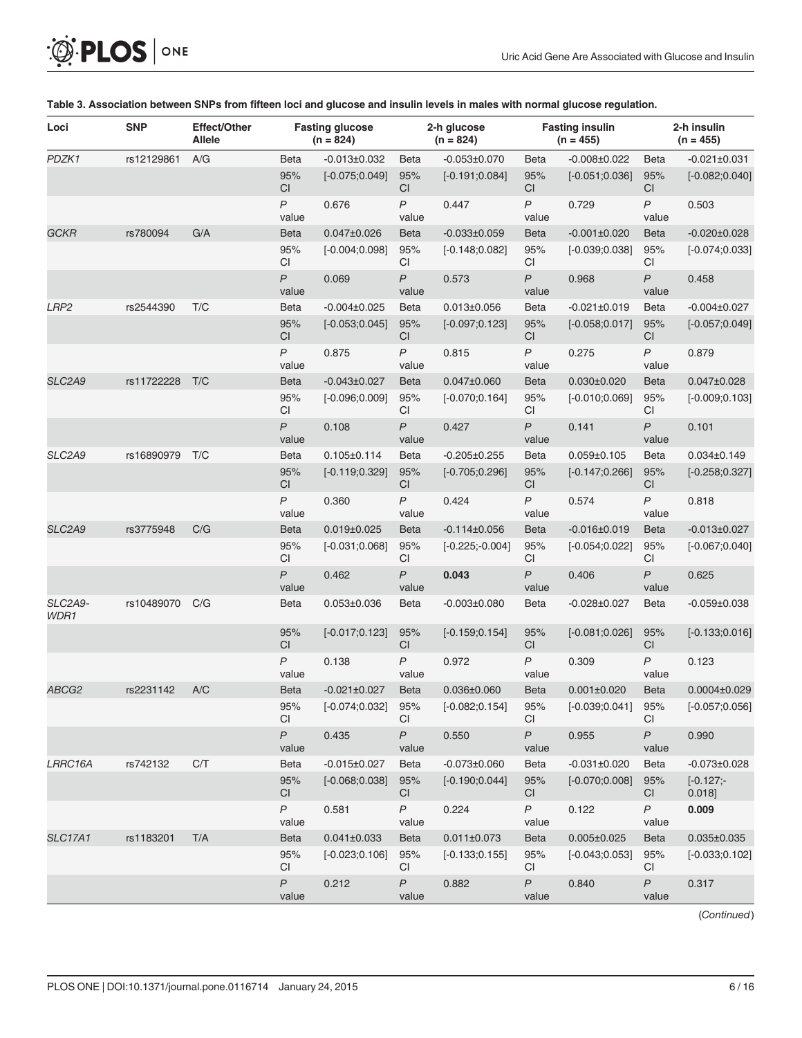**Table 3. Association between SNPs from fifteen loci and glucose and insulin levels in males with normal glucose regulation.**

| Loci | SNP | Effect/Other Allele | Fasting glucose (n = 824) | | 2-h glucose (n = 824) | | Fasting insulin (n = 455) | | 2-h insulin (n = 455) | |
|---|---|---|---|---|---|---|---|---|---|---|
| *PDZK1* | rs12129861 | A/G | Beta | -0.013±0.032 | Beta | -0.053±0.070 | Beta | -0.008±0.022 | Beta | -0.021±0.031 |
| | | | 95% CI | [-0.075;0.049] | 95% CI | [-0.191;0.084] | 95% CI | [-0.051;0.036] | 95% CI | [-0.082;0.040] |
| | | | *P* value | 0.676 | *P* value | 0.447 | *P* value | 0.729 | *P* value | 0.503 |
| *GCKR* | rs780094 | G/A | Beta | 0.047±0.026 | Beta | -0.033±0.059 | Beta | -0.001±0.020 | Beta | -0.020±0.028 |
| | | | 95% CI | [-0.004;0.098] | 95% CI | [-0.148;0.082] | 95% CI | [-0.039;0.038] | 95% CI | [-0.074;0.033] |
| | | | *P* value | 0.069 | *P* value | 0.573 | *P* value | 0.968 | *P* value | 0.458 |
| *LRP2* | rs2544390 | T/C | Beta | -0.004±0.025 | Beta | 0.013±0.056 | Beta | -0.021±0.019 | Beta | -0.004±0.027 |
| | | | 95% CI | [-0.053;0.045] | 95% CI | [-0.097;0.123] | 95% CI | [-0.058;0.017] | 95% CI | [-0.057;0.049] |
| | | | *P* value | 0.875 | *P* value | 0.815 | *P* value | 0.275 | *P* value | 0.879 |
| *SLC2A9* | rs11722228 | T/C | Beta | -0.043±0.027 | Beta | 0.047±0.060 | Beta | 0.030±0.020 | Beta | 0.047±0.028 |
| | | | 95% CI | [-0.096;0.009] | 95% CI | [-0.070;0.164] | 95% CI | [-0.010;0.069] | 95% CI | [-0.009;0.103] |
| | | | *P* value | 0.108 | *P* value | 0.427 | *P* value | 0.141 | *P* value | 0.101 |
| *SLC2A9* | rs16890979 | T/C | Beta | 0.105±0.114 | Beta | -0.205±0.255 | Beta | 0.059±0.105 | Beta | 0.034±0.149 |
| | | | 95% CI | [-0.119;0.329] | 95% CI | [-0.705;0.296] | 95% CI | [-0.147;0.266] | 95% CI | [-0.258;0.327] |
| | | | *P* value | 0.360 | *P* value | 0.424 | *P* value | 0.574 | *P* value | 0.818 |
| *SLC2A9* | rs3775948 | C/G | Beta | 0.019±0.025 | Beta | -0.114±0.056 | Beta | -0.016±0.019 | Beta | -0.013±0.027 |
| | | | 95% CI | [-0.031;0.068] | 95% CI | [-0.225;-0.004] | 95% CI | [-0.054;0.022] | 95% CI | [-0.067;0.040] |
| | | | *P* value | 0.462 | *P* value | **0.043** | *P* value | 0.406 | *P* value | 0.625 |
| *SLC2A9-WDR1* | rs10489070 | C/G | Beta | 0.053±0.036 | Beta | -0.003±0.080 | Beta | -0.028±0.027 | Beta | -0.059±0.038 |
| | | | 95% CI | [-0.017;0.123] | 95% CI | [-0.159;0.154] | 95% CI | [-0.081;0.026] | 95% CI | [-0.133;0.016] |
| | | | *P* value | 0.138 | *P* value | 0.972 | *P* value | 0.309 | *P* value | 0.123 |
| *ABCG2* | rs2231142 | A/C | Beta | -0.021±0.027 | Beta | 0.036±0.060 | Beta | 0.001±0.020 | Beta | 0.0004±0.029 |
| | | | 95% CI | [-0.074;0.032] | 95% CI | [-0.082;0.154] | 95% CI | [-0.039;0.041] | 95% CI | [-0.057;0.056] |
| | | | *P* value | 0.435 | *P* value | 0.550 | *P* value | 0.955 | *P* value | 0.990 |
| *LRRC16A* | rs742132 | C/T | Beta | -0.015±0.027 | Beta | -0.073±0.060 | Beta | -0.031±0.020 | Beta | -0.073±0.028 |
| | | | 95% CI | [-0.068;0.038] | 95% CI | [-0.190;0.044] | 95% CI | [-0.070;0.008] | 95% CI | [-0.127;-0.018] |
| | | | *P* value | 0.581 | *P* value | 0.224 | *P* value | 0.122 | *P* value | **0.009** |
| *SLC17A1* | rs1183201 | T/A | Beta | 0.041±0.033 | Beta | 0.011±0.073 | Beta | 0.005±0.025 | Beta | 0.035±0.035 |
| | | | 95% CI | [-0.023;0.106] | 95% CI | [-0.133;0.155] | 95% CI | [-0.043;0.053] | 95% CI | [-0.033;0.102] |
| | | | *P* value | 0.212 | *P* value | 0.882 | *P* value | 0.840 | *P* value | 0.317 |

(*Continued*)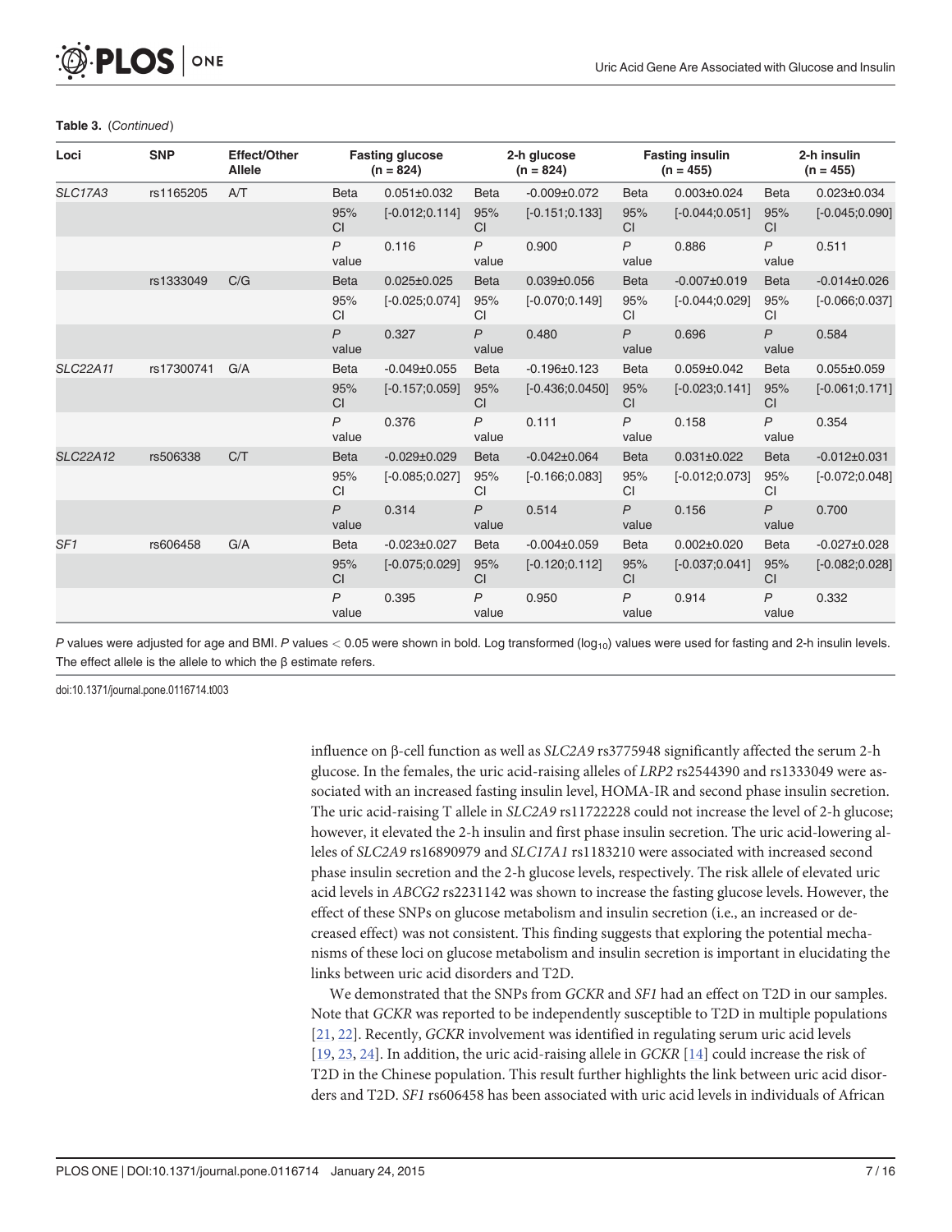**Table 3.** (*Continued*)

| Loci | SNP | Effect/Other Allele | Fasting glucose (n = 824) | | 2-h glucose (n = 824) | | Fasting insulin (n = 455) | | 2-h insulin (n = 455) | |
|---|---|---|---|---|---|---|---|---|---|---|
| *SLC17A3* | rs1165205 | A/T | Beta | 0.051±0.032 | Beta | -0.009±0.072 | Beta | 0.003±0.024 | Beta | 0.023±0.034 |
| | | | 95% CI | [-0.012;0.114] | 95% CI | [-0.151;0.133] | 95% CI | [-0.044;0.051] | 95% CI | [-0.045;0.090] |
| | | | *P* value | 0.116 | *P* value | 0.900 | *P* value | 0.886 | *P* value | 0.511 |
| | rs1333049 | C/G | Beta | 0.025±0.025 | Beta | 0.039±0.056 | Beta | -0.007±0.019 | Beta | -0.014±0.026 |
| | | | 95% CI | [-0.025;0.074] | 95% CI | [-0.070;0.149] | 95% CI | [-0.044;0.029] | 95% CI | [-0.066;0.037] |
| | | | *P* value | 0.327 | *P* value | 0.480 | *P* value | 0.696 | *P* value | 0.584 |
| *SLC22A11* | rs17300741 | G/A | Beta | -0.049±0.055 | Beta | -0.196±0.123 | Beta | 0.059±0.042 | Beta | 0.055±0.059 |
| | | | 95% CI | [-0.157;0.059] | 95% CI | [-0.436;0.0450] | 95% CI | [-0.023;0.141] | 95% CI | [-0.061;0.171] |
| | | | *P* value | 0.376 | *P* value | 0.111 | *P* value | 0.158 | *P* value | 0.354 |
| *SLC22A12* | rs506338 | C/T | Beta | -0.029±0.029 | Beta | -0.042±0.064 | Beta | 0.031±0.022 | Beta | -0.012±0.031 |
| | | | 95% CI | [-0.085;0.027] | 95% CI | [-0.166;0.083] | 95% CI | [-0.012;0.073] | 95% CI | [-0.072;0.048] |
| | | | *P* value | 0.314 | *P* value | 0.514 | *P* value | 0.156 | *P* value | 0.700 |
| *SF1* | rs606458 | G/A | Beta | -0.023±0.027 | Beta | -0.004±0.059 | Beta | 0.002±0.020 | Beta | -0.027±0.028 |
| | | | 95% CI | [-0.075;0.029] | 95% CI | [-0.120;0.112] | 95% CI | [-0.037;0.041] | 95% CI | [-0.082;0.028] |
| | | | *P* value | 0.395 | *P* value | 0.950 | *P* value | 0.914 | *P* value | 0.332 |

*P* values were adjusted for age and BMI. *P* values $< 0.05$ were shown in bold. Log transformed ($\log_{10}$) values were used for fasting and 2-h insulin levels. The effect allele is the allele to which the β estimate refers.

doi:10.1371/journal.pone.0116714.t003

influence on β-cell function as well as *SLC2A9* rs3775948 significantly affected the serum 2-h glucose. In the females, the uric acid-raising alleles of *LRP2* rs2544390 and rs1333049 were associated with an increased fasting insulin level, HOMA-IR and second phase insulin secretion. The uric acid-raising T allele in *SLC2A9* rs11722228 could not increase the level of 2-h glucose; however, it elevated the 2-h insulin and first phase insulin secretion. The uric acid-lowering alleles of *SLC2A9* rs16890979 and *SLC17A1* rs1183210 were associated with increased second phase insulin secretion and the 2-h glucose levels, respectively. The risk allele of elevated uric acid levels in *ABCG2* rs2231142 was shown to increase the fasting glucose levels. However, the effect of these SNPs on glucose metabolism and insulin secretion (i.e., an increased or decreased effect) was not consistent. This finding suggests that exploring the potential mechanisms of these loci on glucose metabolism and insulin secretion is important in elucidating the links between uric acid disorders and T2D.

We demonstrated that the SNPs from *GCKR* and *SF1* had an effect on T2D in our samples. Note that *GCKR* was reported to be independently susceptible to T2D in multiple populations [21, 22]. Recently, *GCKR* involvement was identified in regulating serum uric acid levels [19, 23, 24]. In addition, the uric acid-raising allele in *GCKR* [14] could increase the risk of T2D in the Chinese population. This result further highlights the link between uric acid disorders and T2D. *SF1* rs606458 has been associated with uric acid levels in individuals of African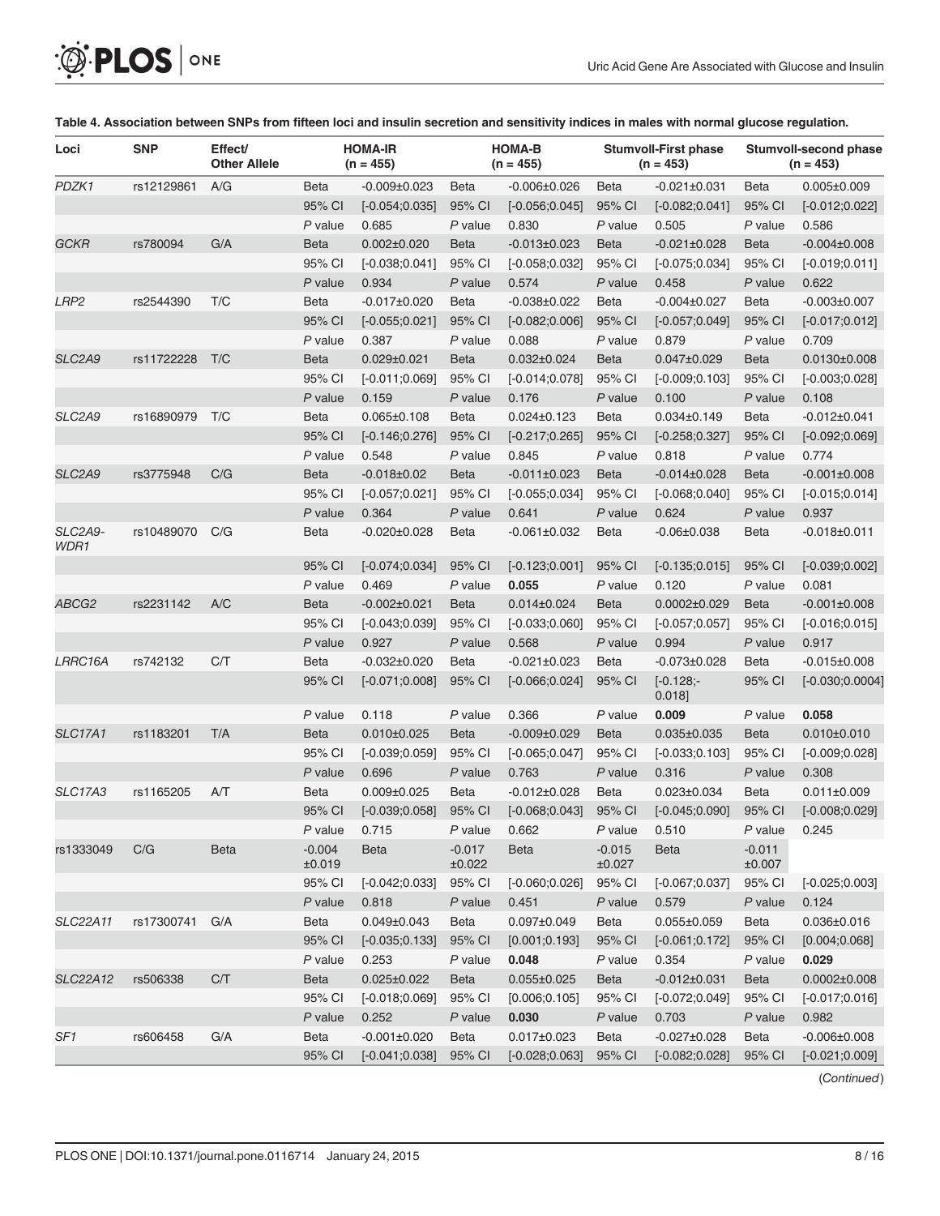**Table 4. Association between SNPs from fifteen loci and insulin secretion and sensitivity indices in males with normal glucose regulation.**

| Loci | SNP | Effect/ Other Allele | | HOMA-IR (n = 455) | | HOMA-B (n = 455) | | Stumvoll-First phase (n = 453) | | Stumvoll-second phase (n = 453) |
|---|---|---|---|---|---|---|---|---|---|---|
| *PDZK1* | rs12129861 | A/G | Beta | -0.009±0.023 | Beta | -0.006±0.026 | Beta | -0.021±0.031 | Beta | 0.005±0.009 |
| | | | 95% CI | [-0.054;0.035] | 95% CI | [-0.056;0.045] | 95% CI | [-0.082;0.041] | 95% CI | [-0.012;0.022] |
| | | | *P* value | 0.685 | *P* value | 0.830 | *P* value | 0.505 | *P* value | 0.586 |
| *GCKR* | rs780094 | G/A | Beta | 0.002±0.020 | Beta | -0.013±0.023 | Beta | -0.021±0.028 | Beta | -0.004±0.008 |
| | | | 95% CI | [-0.038;0.041] | 95% CI | [-0.058;0.032] | 95% CI | [-0.075;0.034] | 95% CI | [-0.019;0.011] |
| | | | *P* value | 0.934 | *P* value | 0.574 | *P* value | 0.458 | *P* value | 0.622 |
| *LRP2* | rs2544390 | T/C | Beta | -0.017±0.020 | Beta | -0.038±0.022 | Beta | -0.004±0.027 | Beta | -0.003±0.007 |
| | | | 95% CI | [-0.055;0.021] | 95% CI | [-0.082;0.006] | 95% CI | [-0.057;0.049] | 95% CI | [-0.017;0.012] |
| | | | *P* value | 0.387 | *P* value | 0.088 | *P* value | 0.879 | *P* value | 0.709 |
| *SLC2A9* | rs11722228 | T/C | Beta | 0.029±0.021 | Beta | 0.032±0.024 | Beta | 0.047±0.029 | Beta | 0.0130±0.008 |
| | | | 95% CI | [-0.011;0.069] | 95% CI | [-0.014;0.078] | 95% CI | [-0.009;0.103] | 95% CI | [-0.003;0.028] |
| | | | *P* value | 0.159 | *P* value | 0.176 | *P* value | 0.100 | *P* value | 0.108 |
| *SLC2A9* | rs16890979 | T/C | Beta | 0.065±0.108 | Beta | 0.024±0.123 | Beta | 0.034±0.149 | Beta | -0.012±0.041 |
| | | | 95% CI | [-0.146;0.276] | 95% CI | [-0.217;0.265] | 95% CI | [-0.258;0.327] | 95% CI | [-0.092;0.069] |
| | | | *P* value | 0.548 | *P* value | 0.845 | *P* value | 0.818 | *P* value | 0.774 |
| *SLC2A9* | rs3775948 | C/G | Beta | -0.018±0.02 | Beta | -0.011±0.023 | Beta | -0.014±0.028 | Beta | -0.001±0.008 |
| | | | 95% CI | [-0.057;0.021] | 95% CI | [-0.055;0.034] | 95% CI | [-0.068;0.040] | 95% CI | [-0.015;0.014] |
| | | | *P* value | 0.364 | *P* value | 0.641 | *P* value | 0.624 | *P* value | 0.937 |
| *SLC2A9-WDR1* | rs10489070 | C/G | Beta | -0.020±0.028 | Beta | -0.061±0.032 | Beta | -0.06±0.038 | Beta | -0.018±0.011 |
| | | | 95% CI | [-0.074;0.034] | 95% CI | [-0.123;0.001] | 95% CI | [-0.135;0.015] | 95% CI | [-0.039;0.002] |
| | | | *P* value | 0.469 | *P* value | **0.055** | *P* value | 0.120 | *P* value | 0.081 |
| *ABCG2* | rs2231142 | A/C | Beta | -0.002±0.021 | Beta | 0.014±0.024 | Beta | 0.0002±0.029 | Beta | -0.001±0.008 |
| | | | 95% CI | [-0.043;0.039] | 95% CI | [-0.033;0.060] | 95% CI | [-0.057;0.057] | 95% CI | [-0.016;0.015] |
| | | | *P* value | 0.927 | *P* value | 0.568 | *P* value | 0.994 | *P* value | 0.917 |
| *LRRC16A* | rs742132 | C/T | Beta | -0.032±0.020 | Beta | -0.021±0.023 | Beta | -0.073±0.028 | Beta | -0.015±0.008 |
| | | | 95% CI | [-0.071;0.008] | 95% CI | [-0.066;0.024] | 95% CI | [-0.128;-0.018] | 95% CI | [-0.030;0.0004] |
| | | | *P* value | 0.118 | *P* value | 0.366 | *P* value | **0.009** | *P* value | **0.058** |
| *SLC17A1* | rs1183201 | T/A | Beta | 0.010±0.025 | Beta | -0.009±0.029 | Beta | 0.035±0.035 | Beta | 0.010±0.010 |
| | | | 95% CI | [-0.039;0.059] | 95% CI | [-0.065;0.047] | 95% CI | [-0.033;0.103] | 95% CI | [-0.009;0.028] |
| | | | *P* value | 0.696 | *P* value | 0.763 | *P* value | 0.316 | *P* value | 0.308 |
| *SLC17A3* | rs1165205 | A/T | Beta | 0.009±0.025 | Beta | -0.012±0.028 | Beta | 0.023±0.034 | Beta | 0.011±0.009 |
| | | | 95% CI | [-0.039;0.058] | 95% CI | [-0.068;0.043] | 95% CI | [-0.045;0.090] | 95% CI | [-0.008;0.029] |
| | | | *P* value | 0.715 | *P* value | 0.662 | *P* value | 0.510 | *P* value | 0.245 |
| rs1333049 | C/G | Beta | -0.004 ±0.019 | Beta | -0.017 ±0.022 | Beta | -0.015 ±0.027 | Beta | -0.011 ±0.007 | |
| | | | 95% CI | [-0.042;0.033] | 95% CI | [-0.060;0.026] | 95% CI | [-0.067;0.037] | 95% CI | [-0.025;0.003] |
| | | | *P* value | 0.818 | *P* value | 0.451 | *P* value | 0.579 | *P* value | 0.124 |
| *SLC22A11* | rs17300741 | G/A | Beta | 0.049±0.043 | Beta | 0.097±0.049 | Beta | 0.055±0.059 | Beta | 0.036±0.016 |
| | | | 95% CI | [-0.035;0.133] | 95% CI | [0.001;0.193] | 95% CI | [-0.061;0.172] | 95% CI | [0.004;0.068] |
| | | | *P* value | 0.253 | *P* value | **0.048** | *P* value | 0.354 | *P* value | **0.029** |
| *SLC22A12* | rs506338 | C/T | Beta | 0.025±0.022 | Beta | 0.055±0.025 | Beta | -0.012±0.031 | Beta | 0.0002±0.008 |
| | | | 95% CI | [-0.018;0.069] | 95% CI | [0.006;0.105] | 95% CI | [-0.072;0.049] | 95% CI | [-0.017;0.016] |
| | | | *P* value | 0.252 | *P* value | **0.030** | *P* value | 0.703 | *P* value | 0.982 |
| *SF1* | rs606458 | G/A | Beta | -0.001±0.020 | Beta | 0.017±0.023 | Beta | -0.027±0.028 | Beta | -0.006±0.008 |
| | | | 95% CI | [-0.041;0.038] | 95% CI | [-0.028;0.063] | 95% CI | [-0.082;0.028] | 95% CI | [-0.021;0.009] |

(*Continued*)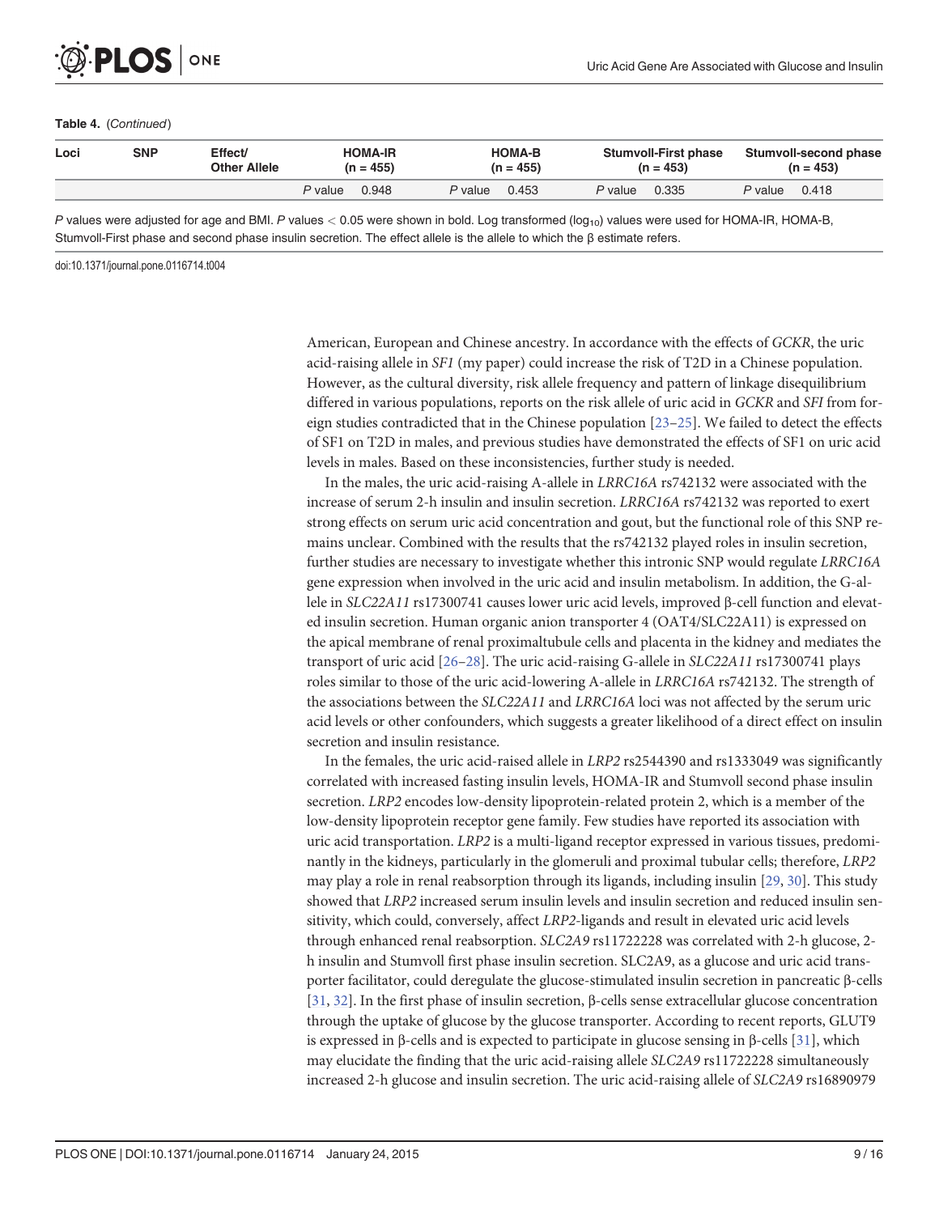**Table 4.** (*Continued*)

| Loci | SNP | Effect/ Other Allele | HOMA-IR (n = 455) | | HOMA-B (n = 455) | | Stumvoll-First phase (n = 453) | | Stumvoll-second phase (n = 453) | |
|---|---|---|---|---|---|---|---|---|---|---|
| | | | *P* value | 0.948 | *P* value | 0.453 | *P* value | 0.335 | *P* value | 0.418 |

*P* values were adjusted for age and BMI. *P* values $< 0.05$ were shown in bold. Log transformed ($\log_{10}$) values were used for HOMA-IR, HOMA-B, Stumvoll-First phase and second phase insulin secretion. The effect allele is the allele to which the β estimate refers.

doi:10.1371/journal.pone.0116714.t004

American, European and Chinese ancestry. In accordance with the effects of *GCKR*, the uric acid-raising allele in *SF1* (my paper) could increase the risk of T2D in a Chinese population. However, as the cultural diversity, risk allele frequency and pattern of linkage disequilibrium differed in various populations, reports on the risk allele of uric acid in *GCKR* and *SFI* from foreign studies contradicted that in the Chinese population [23–25]. We failed to detect the effects of SF1 on T2D in males, and previous studies have demonstrated the effects of SF1 on uric acid levels in males. Based on these inconsistencies, further study is needed.

In the males, the uric acid-raising A-allele in *LRRC16A* rs742132 were associated with the increase of serum 2-h insulin and insulin secretion. *LRRC16A* rs742132 was reported to exert strong effects on serum uric acid concentration and gout, but the functional role of this SNP remains unclear. Combined with the results that the rs742132 played roles in insulin secretion, further studies are necessary to investigate whether this intronic SNP would regulate *LRRC16A* gene expression when involved in the uric acid and insulin metabolism. In addition, the G-allele in *SLC22A11* rs17300741 causes lower uric acid levels, improved β-cell function and elevated insulin secretion. Human organic anion transporter 4 (OAT4/SLC22A11) is expressed on the apical membrane of renal proximaltubule cells and placenta in the kidney and mediates the transport of uric acid [26–28]. The uric acid-raising G-allele in *SLC22A11* rs17300741 plays roles similar to those of the uric acid-lowering A-allele in *LRRC16A* rs742132. The strength of the associations between the *SLC22A11* and *LRRC16A* loci was not affected by the serum uric acid levels or other confounders, which suggests a greater likelihood of a direct effect on insulin secretion and insulin resistance.

In the females, the uric acid-raised allele in *LRP2* rs2544390 and rs1333049 was significantly correlated with increased fasting insulin levels, HOMA-IR and Stumvoll second phase insulin secretion. *LRP2* encodes low-density lipoprotein-related protein 2, which is a member of the low-density lipoprotein receptor gene family. Few studies have reported its association with uric acid transportation. *LRP2* is a multi-ligand receptor expressed in various tissues, predominantly in the kidneys, particularly in the glomeruli and proximal tubular cells; therefore, *LRP2* may play a role in renal reabsorption through its ligands, including insulin [29, 30]. This study showed that *LRP2* increased serum insulin levels and insulin secretion and reduced insulin sensitivity, which could, conversely, affect *LRP2*-ligands and result in elevated uric acid levels through enhanced renal reabsorption. *SLC2A9* rs11722228 was correlated with 2-h glucose, 2-h insulin and Stumvoll first phase insulin secretion. SLC2A9, as a glucose and uric acid transporter facilitator, could deregulate the glucose-stimulated insulin secretion in pancreatic β-cells [31, 32]. In the first phase of insulin secretion, β-cells sense extracellular glucose concentration through the uptake of glucose by the glucose transporter. According to recent reports, GLUT9 is expressed in β-cells and is expected to participate in glucose sensing in β-cells [31], which may elucidate the finding that the uric acid-raising allele *SLC2A9* rs11722228 simultaneously increased 2-h glucose and insulin secretion. The uric acid-raising allele of *SLC2A9* rs16890979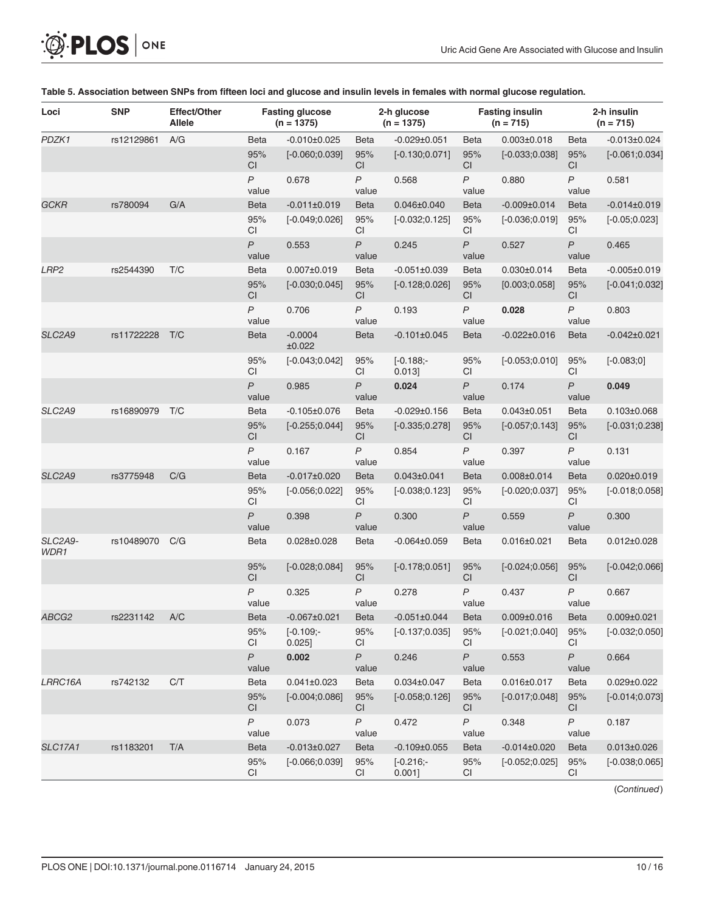**Table 5. Association between SNPs from fifteen loci and glucose and insulin levels in females with normal glucose regulation.**

| Loci | SNP | Effect/Other Allele | Fasting glucose (n = 1375) | | 2-h glucose (n = 1375) | | Fasting insulin (n = 715) | | 2-h insulin (n = 715) | |
|---|---|---|---|---|---|---|---|---|---|---|
| *PDZK1* | rs12129861 | A/G | Beta | -0.010±0.025 | Beta | -0.029±0.051 | Beta | 0.003±0.018 | Beta | -0.013±0.024 |
| | | | 95% CI | [-0.060;0.039] | 95% CI | [-0.130;0.071] | 95% CI | [-0.033;0.038] | 95% CI | [-0.061;0.034] |
| | | | *P* value | 0.678 | *P* value | 0.568 | *P* value | 0.880 | *P* value | 0.581 |
| *GCKR* | rs780094 | G/A | Beta | -0.011±0.019 | Beta | 0.046±0.040 | Beta | -0.009±0.014 | Beta | -0.014±0.019 |
| | | | 95% CI | [-0.049;0.026] | 95% CI | [-0.032;0.125] | 95% CI | [-0.036;0.019] | 95% CI | [-0.05;0.023] |
| | | | *P* value | 0.553 | *P* value | 0.245 | *P* value | 0.527 | *P* value | 0.465 |
| *LRP2* | rs2544390 | T/C | Beta | 0.007±0.019 | Beta | -0.051±0.039 | Beta | 0.030±0.014 | Beta | -0.005±0.019 |
| | | | 95% CI | [-0.030;0.045] | 95% CI | [-0.128;0.026] | 95% CI | [0.003;0.058] | 95% CI | [-0.041;0.032] |
| | | | *P* value | 0.706 | *P* value | 0.193 | *P* value | **0.028** | *P* value | 0.803 |
| *SLC2A9* | rs11722228 | T/C | Beta | -0.0004 ±0.022 | Beta | -0.101±0.045 | Beta | -0.022±0.016 | Beta | -0.042±0.021 |
| | | | 95% CI | [-0.043;0.042] | 95% CI | [-0.188;-0.013] | 95% CI | [-0.053;0.010] | 95% CI | [-0.083;0] |
| | | | *P* value | 0.985 | *P* value | **0.024** | *P* value | 0.174 | *P* value | **0.049** |
| *SLC2A9* | rs16890979 | T/C | Beta | -0.105±0.076 | Beta | -0.029±0.156 | Beta | 0.043±0.051 | Beta | 0.103±0.068 |
| | | | 95% CI | [-0.255;0.044] | 95% CI | [-0.335;0.278] | 95% CI | [-0.057;0.143] | 95% CI | [-0.031;0.238] |
| | | | *P* value | 0.167 | *P* value | 0.854 | *P* value | 0.397 | *P* value | 0.131 |
| *SLC2A9* | rs3775948 | C/G | Beta | -0.017±0.020 | Beta | 0.043±0.041 | Beta | 0.008±0.014 | Beta | 0.020±0.019 |
| | | | 95% CI | [-0.056;0.022] | 95% CI | [-0.038;0.123] | 95% CI | [-0.020;0.037] | 95% CI | [-0.018;0.058] |
| | | | *P* value | 0.398 | *P* value | 0.300 | *P* value | 0.559 | *P* value | 0.300 |
| *SLC2A9-WDR1* | rs10489070 | C/G | Beta | 0.028±0.028 | Beta | -0.064±0.059 | Beta | 0.016±0.021 | Beta | 0.012±0.028 |
| | | | 95% CI | [-0.028;0.084] | 95% CI | [-0.178;0.051] | 95% CI | [-0.024;0.056] | 95% CI | [-0.042;0.066] |
| | | | *P* value | 0.325 | *P* value | 0.278 | *P* value | 0.437 | *P* value | 0.667 |
| *ABCG2* | rs2231142 | A/C | Beta | -0.067±0.021 | Beta | -0.051±0.044 | Beta | 0.009±0.016 | Beta | 0.009±0.021 |
| | | | 95% CI | [-0.109;-0.025] | 95% CI | [-0.137;0.035] | 95% CI | [-0.021;0.040] | 95% CI | [-0.032;0.050] |
| | | | *P* value | **0.002** | *P* value | 0.246 | *P* value | 0.553 | *P* value | 0.664 |
| *LRRC16A* | rs742132 | C/T | Beta | 0.041±0.023 | Beta | 0.034±0.047 | Beta | 0.016±0.017 | Beta | 0.029±0.022 |
| | | | 95% CI | [-0.004;0.086] | 95% CI | [-0.058;0.126] | 95% CI | [-0.017;0.048] | 95% CI | [-0.014;0.073] |
| | | | *P* value | 0.073 | *P* value | 0.472 | *P* value | 0.348 | *P* value | 0.187 |
| *SLC17A1* | rs1183201 | T/A | Beta | -0.013±0.027 | Beta | -0.109±0.055 | Beta | -0.014±0.020 | Beta | 0.013±0.026 |
| | | | 95% CI | [-0.066;0.039] | 95% CI | [-0.216;-0.001] | 95% CI | [-0.052;0.025] | 95% CI | [-0.038;0.065] |

(*Continued*)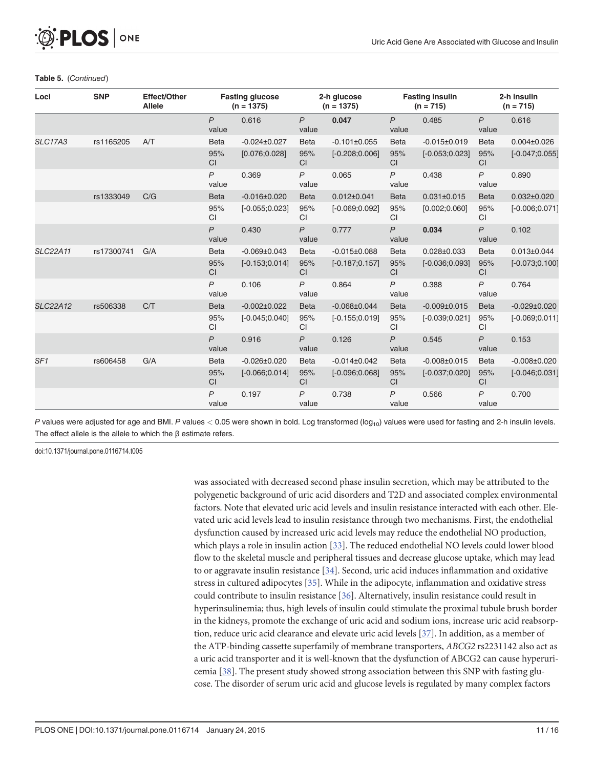**Table 5.** (*Continued*)

| Loci | SNP | Effect/Other Allele | Fasting glucose (n = 1375) | | 2-h glucose (n = 1375) | | Fasting insulin (n = 715) | | 2-h insulin (n = 715) | |
|---|---|---|---|---|---|---|---|---|---|---|
| | | | *P* value | 0.616 | *P* value | **0.047** | *P* value | 0.485 | *P* value | 0.616 |
| *SLC17A3* | rs1165205 | A/T | Beta | -0.024±0.027 | Beta | -0.101±0.055 | Beta | -0.015±0.019 | Beta | 0.004±0.026 |
| | | | 95% CI | [0.076;0.028] | 95% CI | [-0.208;0.006] | 95% CI | [-0.053;0.023] | 95% CI | [-0.047;0.055] |
| | | | *P* value | 0.369 | *P* value | 0.065 | *P* value | 0.438 | *P* value | 0.890 |
| | rs1333049 | C/G | Beta | -0.016±0.020 | Beta | 0.012±0.041 | Beta | 0.031±0.015 | Beta | 0.032±0.020 |
| | | | 95% CI | [-0.055;0.023] | 95% CI | [-0.069;0.092] | 95% CI | [0.002;0.060] | 95% CI | [-0.006;0.071] |
| | | | *P* value | 0.430 | *P* value | 0.777 | *P* value | **0.034** | *P* value | 0.102 |
| *SLC22A11* | rs17300741 | G/A | Beta | -0.069±0.043 | Beta | -0.015±0.088 | Beta | 0.028±0.033 | Beta | 0.013±0.044 |
| | | | 95% CI | [-0.153;0.014] | 95% CI | [-0.187;0.157] | 95% CI | [-0.036;0.093] | 95% CI | [-0.073;0.100] |
| | | | *P* value | 0.106 | *P* value | 0.864 | *P* value | 0.388 | *P* value | 0.764 |
| *SLC22A12* | rs506338 | C/T | Beta | -0.002±0.022 | Beta | -0.068±0.044 | Beta | -0.009±0.015 | Beta | -0.029±0.020 |
| | | | 95% CI | [-0.045;0.040] | 95% CI | [-0.155;0.019] | 95% CI | [-0.039;0.021] | 95% CI | [-0.069;0.011] |
| | | | *P* value | 0.916 | *P* value | 0.126 | *P* value | 0.545 | *P* value | 0.153 |
| *SF1* | rs606458 | G/A | Beta | -0.026±0.020 | Beta | -0.014±0.042 | Beta | -0.008±0.015 | Beta | -0.008±0.020 |
| | | | 95% CI | [-0.066;0.014] | 95% CI | [-0.096;0.068] | 95% CI | [-0.037;0.020] | 95% CI | [-0.046;0.031] |
| | | | *P* value | 0.197 | *P* value | 0.738 | *P* value | 0.566 | *P* value | 0.700 |

*P* values were adjusted for age and BMI. *P* values $< 0.05$ were shown in bold. Log transformed ($\log_{10}$) values were used for fasting and 2-h insulin levels. The effect allele is the allele to which the β estimate refers.

doi:10.1371/journal.pone.0116714.t005

was associated with decreased second phase insulin secretion, which may be attributed to the polygenetic background of uric acid disorders and T2D and associated complex environmental factors. Note that elevated uric acid levels and insulin resistance interacted with each other. Elevated uric acid levels lead to insulin resistance through two mechanisms. First, the endothelial dysfunction caused by increased uric acid levels may reduce the endothelial NO production, which plays a role in insulin action [33]. The reduced endothelial NO levels could lower blood flow to the skeletal muscle and peripheral tissues and decrease glucose uptake, which may lead to or aggravate insulin resistance [34]. Second, uric acid induces inflammation and oxidative stress in cultured adipocytes [35]. While in the adipocyte, inflammation and oxidative stress could contribute to insulin resistance [36]. Alternatively, insulin resistance could result in hyperinsulinemia; thus, high levels of insulin could stimulate the proximal tubule brush border in the kidneys, promote the exchange of uric acid and sodium ions, increase uric acid reabsorption, reduce uric acid clearance and elevate uric acid levels [37]. In addition, as a member of the ATP-binding cassette superfamily of membrane transporters, *ABCG2* rs2231142 also act as a uric acid transporter and it is well-known that the dysfunction of ABCG2 can cause hyperuricemia [38]. The present study showed strong association between this SNP with fasting glucose. The disorder of serum uric acid and glucose levels is regulated by many complex factors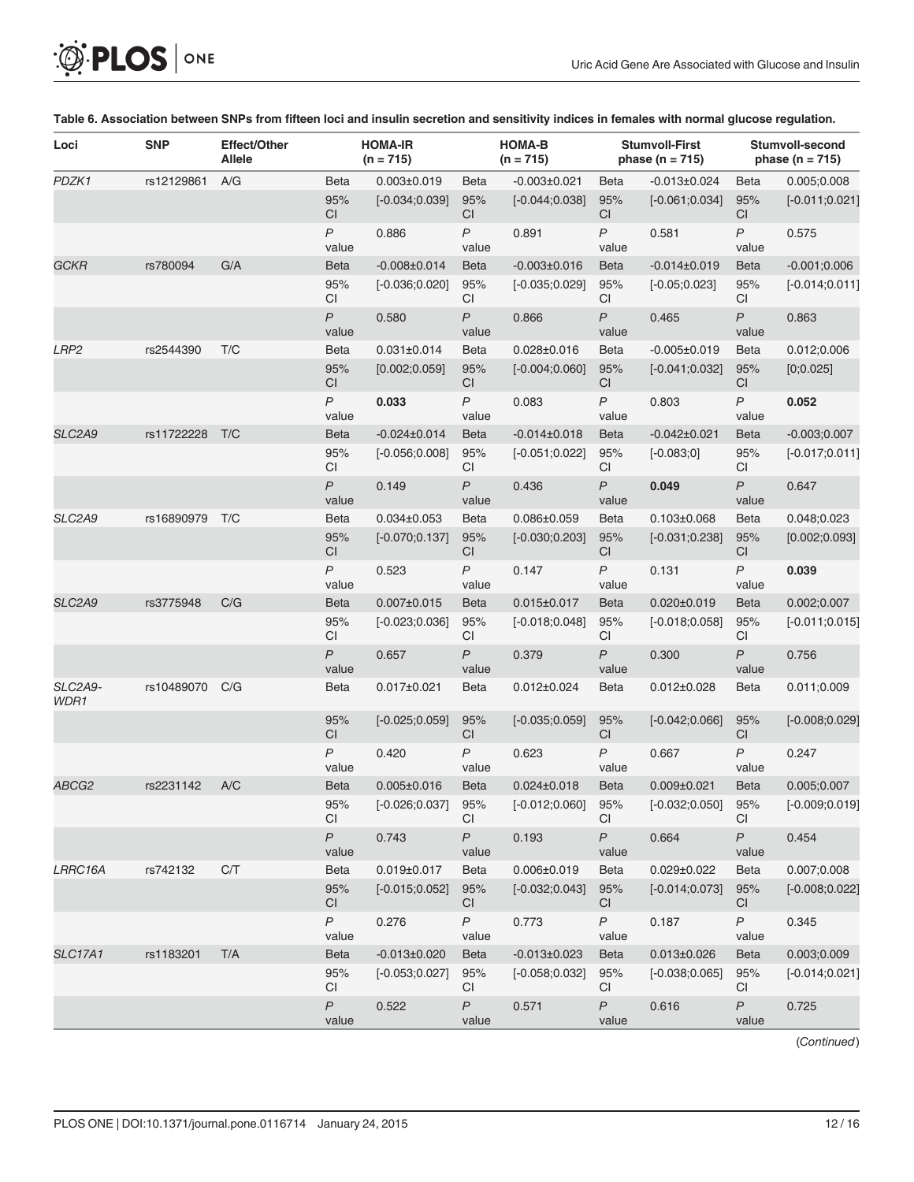**Table 6. Association between SNPs from fifteen loci and insulin secretion and sensitivity indices in females with normal glucose regulation.**

| Loci | SNP | Effect/Other Allele | HOMA-IR (n = 715) | | HOMA-B (n = 715) | | Stumvoll-First phase (n = 715) | | Stumvoll-second phase (n = 715) | |
|---|---|---|---|---|---|---|---|---|---|---|
| *PDZK1* | rs12129861 | A/G | Beta | 0.003±0.019 | Beta | -0.003±0.021 | Beta | -0.013±0.024 | Beta | 0.005;0.008 |
| | | | 95% CI | [-0.034;0.039] | 95% CI | [-0.044;0.038] | 95% CI | [-0.061;0.034] | 95% CI | [-0.011;0.021] |
| | | | *P* value | 0.886 | *P* value | 0.891 | *P* value | 0.581 | *P* value | 0.575 |
| *GCKR* | rs780094 | G/A | Beta | -0.008±0.014 | Beta | -0.003±0.016 | Beta | -0.014±0.019 | Beta | -0.001;0.006 |
| | | | 95% CI | [-0.036;0.020] | 95% CI | [-0.035;0.029] | 95% CI | [-0.05;0.023] | 95% CI | [-0.014;0.011] |
| | | | *P* value | 0.580 | *P* value | 0.866 | *P* value | 0.465 | *P* value | 0.863 |
| *LRP2* | rs2544390 | T/C | Beta | 0.031±0.014 | Beta | 0.028±0.016 | Beta | -0.005±0.019 | Beta | 0.012;0.006 |
| | | | 95% CI | [0.002;0.059] | 95% CI | [-0.004;0.060] | 95% CI | [-0.041;0.032] | 95% CI | [0;0.025] |
| | | | *P* value | **0.033** | *P* value | 0.083 | *P* value | 0.803 | *P* value | **0.052** |
| *SLC2A9* | rs11722228 | T/C | Beta | -0.024±0.014 | Beta | -0.014±0.018 | Beta | -0.042±0.021 | Beta | -0.003;0.007 |
| | | | 95% CI | [-0.056;0.008] | 95% CI | [-0.051;0.022] | 95% CI | [-0.083;0] | 95% CI | [-0.017;0.011] |
| | | | *P* value | 0.149 | *P* value | 0.436 | *P* value | **0.049** | *P* value | 0.647 |
| *SLC2A9* | rs16890979 | T/C | Beta | 0.034±0.053 | Beta | 0.086±0.059 | Beta | 0.103±0.068 | Beta | 0.048;0.023 |
| | | | 95% CI | [-0.070;0.137] | 95% CI | [-0.030;0.203] | 95% CI | [-0.031;0.238] | 95% CI | [0.002;0.093] |
| | | | *P* value | 0.523 | *P* value | 0.147 | *P* value | 0.131 | *P* value | **0.039** |
| *SLC2A9* | rs3775948 | C/G | Beta | 0.007±0.015 | Beta | 0.015±0.017 | Beta | 0.020±0.019 | Beta | 0.002;0.007 |
| | | | 95% CI | [-0.023;0.036] | 95% CI | [-0.018;0.048] | 95% CI | [-0.018;0.058] | 95% CI | [-0.011;0.015] |
| | | | *P* value | 0.657 | *P* value | 0.379 | *P* value | 0.300 | *P* value | 0.756 |
| *SLC2A9-WDR1* | rs10489070 | C/G | Beta | 0.017±0.021 | Beta | 0.012±0.024 | Beta | 0.012±0.028 | Beta | 0.011;0.009 |
| | | | 95% CI | [-0.025;0.059] | 95% CI | [-0.035;0.059] | 95% CI | [-0.042;0.066] | 95% CI | [-0.008;0.029] |
| | | | *P* value | 0.420 | *P* value | 0.623 | *P* value | 0.667 | *P* value | 0.247 |
| *ABCG2* | rs2231142 | A/C | Beta | 0.005±0.016 | Beta | 0.024±0.018 | Beta | 0.009±0.021 | Beta | 0.005;0.007 |
| | | | 95% CI | [-0.026;0.037] | 95% CI | [-0.012;0.060] | 95% CI | [-0.032;0.050] | 95% CI | [-0.009;0.019] |
| | | | *P* value | 0.743 | *P* value | 0.193 | *P* value | 0.664 | *P* value | 0.454 |
| *LRRC16A* | rs742132 | C/T | Beta | 0.019±0.017 | Beta | 0.006±0.019 | Beta | 0.029±0.022 | Beta | 0.007;0.008 |
| | | | 95% CI | [-0.015;0.052] | 95% CI | [-0.032;0.043] | 95% CI | [-0.014;0.073] | 95% CI | [-0.008;0.022] |
| | | | *P* value | 0.276 | *P* value | 0.773 | *P* value | 0.187 | *P* value | 0.345 |
| *SLC17A1* | rs1183201 | T/A | Beta | -0.013±0.020 | Beta | -0.013±0.023 | Beta | 0.013±0.026 | Beta | 0.003;0.009 |
| | | | 95% CI | [-0.053;0.027] | 95% CI | [-0.058;0.032] | 95% CI | [-0.038;0.065] | 95% CI | [-0.014;0.021] |
| | | | *P* value | 0.522 | *P* value | 0.571 | *P* value | 0.616 | *P* value | 0.725 |

(*Continued*)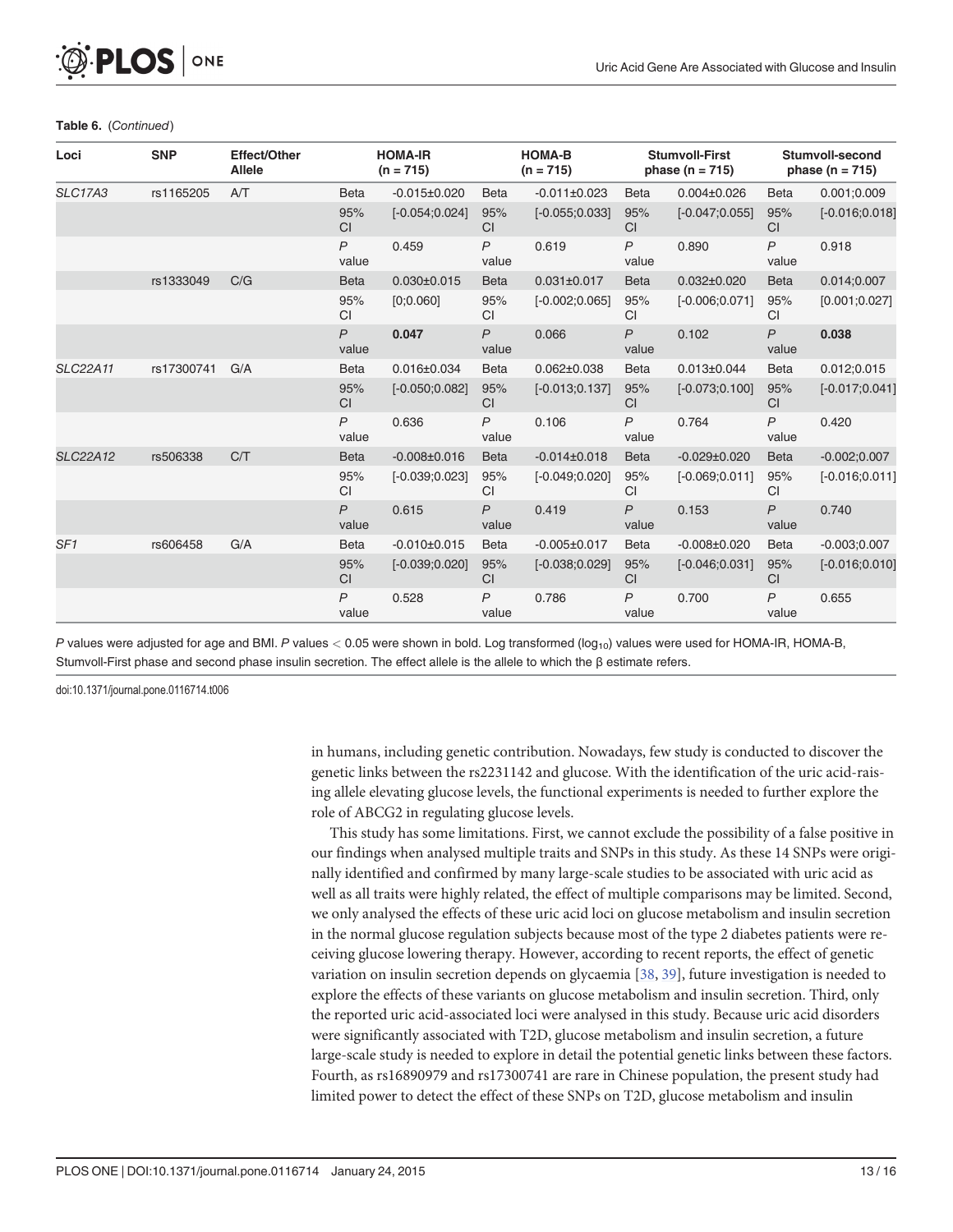**Table 6.** (*Continued*)

| Loci | SNP | Effect/Other Allele | HOMA-IR (n = 715) | | HOMA-B (n = 715) | | Stumvoll-First phase (n = 715) | | Stumvoll-second phase (n = 715) | |
|---|---|---|---|---|---|---|---|---|---|---|
| *SLC17A3* | rs1165205 | A/T | Beta | -0.015±0.020 | Beta | -0.011±0.023 | Beta | 0.004±0.026 | Beta | 0.001;0.009 |
| | | | 95% CI | [-0.054;0.024] | 95% CI | [-0.055;0.033] | 95% CI | [-0.047;0.055] | 95% CI | [-0.016;0.018] |
| | | | *P* value | 0.459 | *P* value | 0.619 | *P* value | 0.890 | *P* value | 0.918 |
| | rs1333049 | C/G | Beta | 0.030±0.015 | Beta | 0.031±0.017 | Beta | 0.032±0.020 | Beta | 0.014;0.007 |
| | | | 95% CI | [0;0.060] | 95% CI | [-0.002;0.065] | 95% CI | [-0.006;0.071] | 95% CI | [0.001;0.027] |
| | | | *P* value | **0.047** | *P* value | 0.066 | *P* value | 0.102 | *P* value | **0.038** |
| *SLC22A11* | rs17300741 | G/A | Beta | 0.016±0.034 | Beta | 0.062±0.038 | Beta | 0.013±0.044 | Beta | 0.012;0.015 |
| | | | 95% CI | [-0.050;0.082] | 95% CI | [-0.013;0.137] | 95% CI | [-0.073;0.100] | 95% CI | [-0.017;0.041] |
| | | | *P* value | 0.636 | *P* value | 0.106 | *P* value | 0.764 | *P* value | 0.420 |
| *SLC22A12* | rs506338 | C/T | Beta | -0.008±0.016 | Beta | -0.014±0.018 | Beta | -0.029±0.020 | Beta | -0.002;0.007 |
| | | | 95% CI | [-0.039;0.023] | 95% CI | [-0.049;0.020] | 95% CI | [-0.069;0.011] | 95% CI | [-0.016;0.011] |
| | | | *P* value | 0.615 | *P* value | 0.419 | *P* value | 0.153 | *P* value | 0.740 |
| *SF1* | rs606458 | G/A | Beta | -0.010±0.015 | Beta | -0.005±0.017 | Beta | -0.008±0.020 | Beta | -0.003;0.007 |
| | | | 95% CI | [-0.039;0.020] | 95% CI | [-0.038;0.029] | 95% CI | [-0.046;0.031] | 95% CI | [-0.016;0.010] |
| | | | *P* value | 0.528 | *P* value | 0.786 | *P* value | 0.700 | *P* value | 0.655 |

*P* values were adjusted for age and BMI. *P* values $< 0.05$ were shown in bold. Log transformed ($\log_{10}$) values were used for HOMA-IR, HOMA-B, Stumvoll-First phase and second phase insulin secretion. The effect allele is the allele to which the β estimate refers.

doi:10.1371/journal.pone.0116714.t006

in humans, including genetic contribution. Nowadays, few study is conducted to discover the genetic links between the rs2231142 and glucose. With the identification of the uric acid-raising allele elevating glucose levels, the functional experiments is needed to further explore the role of ABCG2 in regulating glucose levels.

This study has some limitations. First, we cannot exclude the possibility of a false positive in our findings when analysed multiple traits and SNPs in this study. As these 14 SNPs were originally identified and confirmed by many large-scale studies to be associated with uric acid as well as all traits were highly related, the effect of multiple comparisons may be limited. Second, we only analysed the effects of these uric acid loci on glucose metabolism and insulin secretion in the normal glucose regulation subjects because most of the type 2 diabetes patients were receiving glucose lowering therapy. However, according to recent reports, the effect of genetic variation on insulin secretion depends on glycaemia [38, 39], future investigation is needed to explore the effects of these variants on glucose metabolism and insulin secretion. Third, only the reported uric acid-associated loci were analysed in this study. Because uric acid disorders were significantly associated with T2D, glucose metabolism and insulin secretion, a future large-scale study is needed to explore in detail the potential genetic links between these factors. Fourth, as rs16890979 and rs17300741 are rare in Chinese population, the present study had limited power to detect the effect of these SNPs on T2D, glucose metabolism and insulin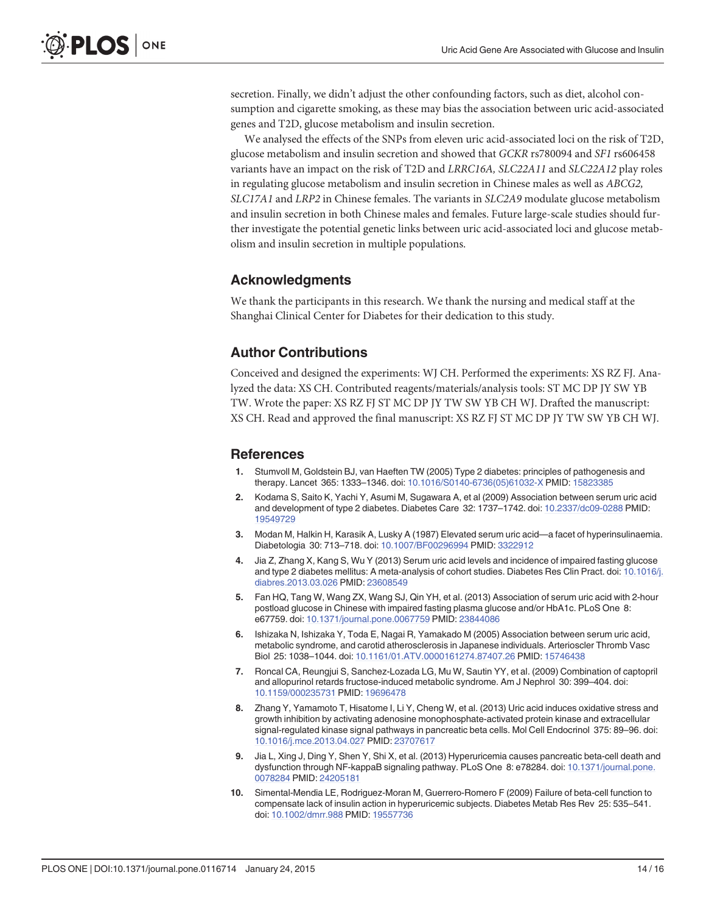secretion. Finally, we didn't adjust the other confounding factors, such as diet, alcohol consumption and cigarette smoking, as these may bias the association between uric acid-associated genes and T2D, glucose metabolism and insulin secretion.

We analysed the effects of the SNPs from eleven uric acid-associated loci on the risk of T2D, glucose metabolism and insulin secretion and showed that *GCKR* rs780094 and *SF1* rs606458 variants have an impact on the risk of T2D and *LRRC16A, SLC22A11* and *SLC22A12* play roles in regulating glucose metabolism and insulin secretion in Chinese males as well as *ABCG2, SLC17A1* and *LRP2* in Chinese females. The variants in *SLC2A9* modulate glucose metabolism and insulin secretion in both Chinese males and females. Future large-scale studies should further investigate the potential genetic links between uric acid-associated loci and glucose metabolism and insulin secretion in multiple populations.

## Acknowledgments

We thank the participants in this research. We thank the nursing and medical staff at the Shanghai Clinical Center for Diabetes for their dedication to this study.

## Author Contributions

Conceived and designed the experiments: WJ CH. Performed the experiments: XS RZ FJ. Analyzed the data: XS CH. Contributed reagents/materials/analysis tools: ST MC DP JY SW YB TW. Wrote the paper: XS RZ FJ ST MC DP JY TW SW YB CH WJ. Drafted the manuscript: XS CH. Read and approved the final manuscript: XS RZ FJ ST MC DP JY TW SW YB CH WJ.

## References

1. Stumvoll M, Goldstein BJ, van Haeften TW (2005) Type 2 diabetes: principles of pathogenesis and therapy. Lancet 365: 1333–1346. doi: 10.1016/S0140-6736(05)61032-X PMID: 15823385
2. Kodama S, Saito K, Yachi Y, Asumi M, Sugawara A, et al (2009) Association between serum uric acid and development of type 2 diabetes. Diabetes Care 32: 1737–1742. doi: 10.2337/dc09-0288 PMID: 19549729
3. Modan M, Halkin H, Karasik A, Lusky A (1987) Elevated serum uric acid—a facet of hyperinsulinaemia. Diabetologia 30: 713–718. doi: 10.1007/BF00296994 PMID: 3322912
4. Jia Z, Zhang X, Kang S, Wu Y (2013) Serum uric acid levels and incidence of impaired fasting glucose and type 2 diabetes mellitus: A meta-analysis of cohort studies. Diabetes Res Clin Pract. doi: 10.1016/j.diabres.2013.03.026 PMID: 23608549
5. Fan HQ, Tang W, Wang ZX, Wang SJ, Qin YH, et al. (2013) Association of serum uric acid with 2-hour postload glucose in Chinese with impaired fasting plasma glucose and/or HbA1c. PLoS One 8: e67759. doi: 10.1371/journal.pone.0067759 PMID: 23844086
6. Ishizaka N, Ishizaka Y, Toda E, Nagai R, Yamakado M (2005) Association between serum uric acid, metabolic syndrome, and carotid atherosclerosis in Japanese individuals. Arterioscler Thromb Vasc Biol 25: 1038–1044. doi: 10.1161/01.ATV.0000161274.87407.26 PMID: 15746438
7. Roncal CA, Reungjui S, Sanchez-Lozada LG, Mu W, Sautin YY, et al. (2009) Combination of captopril and allopurinol retards fructose-induced metabolic syndrome. Am J Nephrol 30: 399–404. doi: 10.1159/000235731 PMID: 19696478
8. Zhang Y, Yamamoto T, Hisatome I, Li Y, Cheng W, et al. (2013) Uric acid induces oxidative stress and growth inhibition by activating adenosine monophosphate-activated protein kinase and extracellular signal-regulated kinase signal pathways in pancreatic beta cells. Mol Cell Endocrinol 375: 89–96. doi: 10.1016/j.mce.2013.04.027 PMID: 23707617
9. Jia L, Xing J, Ding Y, Shen Y, Shi X, et al. (2013) Hyperuricemia causes pancreatic beta-cell death and dysfunction through NF-kappaB signaling pathway. PLoS One 8: e78284. doi: 10.1371/journal.pone.0078284 PMID: 24205181
10. Simental-Mendia LE, Rodriguez-Moran M, Guerrero-Romero F (2009) Failure of beta-cell function to compensate lack of insulin action in hyperuricemic subjects. Diabetes Metab Res Rev 25: 535–541. doi: 10.1002/dmrr.988 PMID: 19557736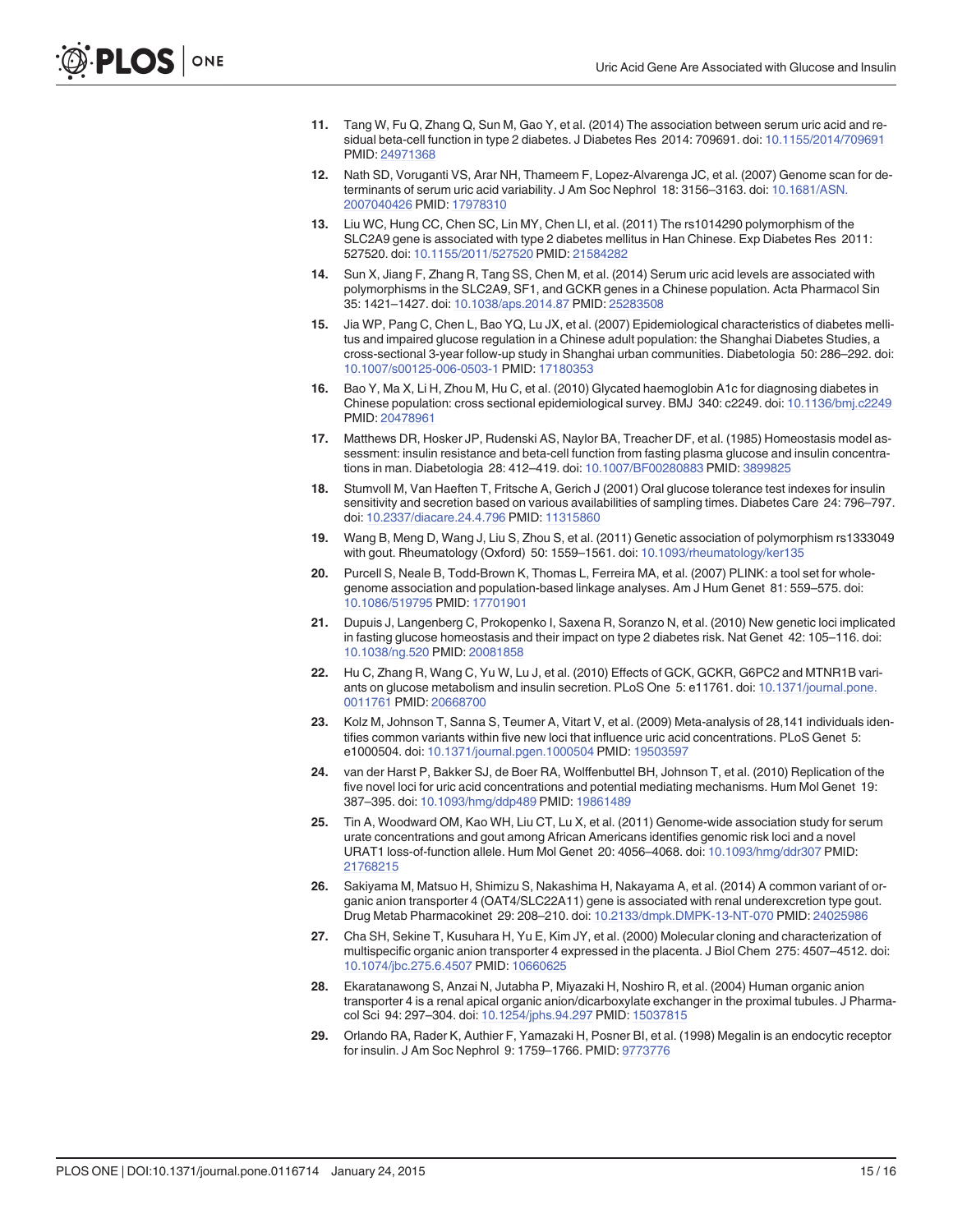11. Tang W, Fu Q, Zhang Q, Sun M, Gao Y, et al. (2014) The association between serum uric acid and residual beta-cell function in type 2 diabetes. J Diabetes Res 2014: 709691. doi: 10.1155/2014/709691 PMID: 24971368

12. Nath SD, Voruganti VS, Arar NH, Thameem F, Lopez-Alvarenga JC, et al. (2007) Genome scan for determinants of serum uric acid variability. J Am Soc Nephrol 18: 3156–3163. doi: 10.1681/ASN.2007040426 PMID: 17978310

13. Liu WC, Hung CC, Chen SC, Lin MY, Chen LI, et al. (2011) The rs1014290 polymorphism of the SLC2A9 gene is associated with type 2 diabetes mellitus in Han Chinese. Exp Diabetes Res 2011: 527520. doi: 10.1155/2011/527520 PMID: 21584282

14. Sun X, Jiang F, Zhang R, Tang SS, Chen M, et al. (2014) Serum uric acid levels are associated with polymorphisms in the SLC2A9, SF1, and GCKR genes in a Chinese population. Acta Pharmacol Sin 35: 1421–1427. doi: 10.1038/aps.2014.87 PMID: 25283508

15. Jia WP, Pang C, Chen L, Bao YQ, Lu JX, et al. (2007) Epidemiological characteristics of diabetes mellitus and impaired glucose regulation in a Chinese adult population: the Shanghai Diabetes Studies, a cross-sectional 3-year follow-up study in Shanghai urban communities. Diabetologia 50: 286–292. doi: 10.1007/s00125-006-0503-1 PMID: 17180353

16. Bao Y, Ma X, Li H, Zhou M, Hu C, et al. (2010) Glycated haemoglobin A1c for diagnosing diabetes in Chinese population: cross sectional epidemiological survey. BMJ 340: c2249. doi: 10.1136/bmj.c2249 PMID: 20478961

17. Matthews DR, Hosker JP, Rudenski AS, Naylor BA, Treacher DF, et al. (1985) Homeostasis model assessment: insulin resistance and beta-cell function from fasting plasma glucose and insulin concentrations in man. Diabetologia 28: 412–419. doi: 10.1007/BF00280883 PMID: 3899825

18. Stumvoll M, Van Haeften T, Fritsche A, Gerich J (2001) Oral glucose tolerance test indexes for insulin sensitivity and secretion based on various availabilities of sampling times. Diabetes Care 24: 796–797. doi: 10.2337/diacare.24.4.796 PMID: 11315860

19. Wang B, Meng D, Wang J, Liu S, Zhou S, et al. (2011) Genetic association of polymorphism rs1333049 with gout. Rheumatology (Oxford) 50: 1559–1561. doi: 10.1093/rheumatology/ker135

20. Purcell S, Neale B, Todd-Brown K, Thomas L, Ferreira MA, et al. (2007) PLINK: a tool set for whole-genome association and population-based linkage analyses. Am J Hum Genet 81: 559–575. doi: 10.1086/519795 PMID: 17701901

21. Dupuis J, Langenberg C, Prokopenko I, Saxena R, Soranzo N, et al. (2010) New genetic loci implicated in fasting glucose homeostasis and their impact on type 2 diabetes risk. Nat Genet 42: 105–116. doi: 10.1038/ng.520 PMID: 20081858

22. Hu C, Zhang R, Wang C, Yu W, Lu J, et al. (2010) Effects of GCK, GCKR, G6PC2 and MTNR1B variants on glucose metabolism and insulin secretion. PLoS One 5: e11761. doi: 10.1371/journal.pone.0011761 PMID: 20668700

23. Kolz M, Johnson T, Sanna S, Teumer A, Vitart V, et al. (2009) Meta-analysis of 28,141 individuals identifies common variants within five new loci that influence uric acid concentrations. PLoS Genet 5: e1000504. doi: 10.1371/journal.pgen.1000504 PMID: 19503597

24. van der Harst P, Bakker SJ, de Boer RA, Wolffenbuttel BH, Johnson T, et al. (2010) Replication of the five novel loci for uric acid concentrations and potential mediating mechanisms. Hum Mol Genet 19: 387–395. doi: 10.1093/hmg/ddp489 PMID: 19861489

25. Tin A, Woodward OM, Kao WH, Liu CT, Lu X, et al. (2011) Genome-wide association study for serum urate concentrations and gout among African Americans identifies genomic risk loci and a novel URAT1 loss-of-function allele. Hum Mol Genet 20: 4056–4068. doi: 10.1093/hmg/ddr307 PMID: 21768215

26. Sakiyama M, Matsuo H, Shimizu S, Nakashima H, Nakayama A, et al. (2014) A common variant of organic anion transporter 4 (OAT4/SLC22A11) gene is associated with renal underexcretion type gout. Drug Metab Pharmacokinet 29: 208–210. doi: 10.2133/dmpk.DMPK-13-NT-070 PMID: 24025986

27. Cha SH, Sekine T, Kusuhara H, Yu E, Kim JY, et al. (2000) Molecular cloning and characterization of multispecific organic anion transporter 4 expressed in the placenta. J Biol Chem 275: 4507–4512. doi: 10.1074/jbc.275.6.4507 PMID: 10660625

28. Ekaratanawong S, Anzai N, Jutabha P, Miyazaki H, Noshiro R, et al. (2004) Human organic anion transporter 4 is a renal apical organic anion/dicarboxylate exchanger in the proximal tubules. J Pharmacol Sci 94: 297–304. doi: 10.1254/jphs.94.297 PMID: 15037815

29. Orlando RA, Rader K, Authier F, Yamazaki H, Posner BI, et al. (1998) Megalin is an endocytic receptor for insulin. J Am Soc Nephrol 9: 1759–1766. PMID: 9773776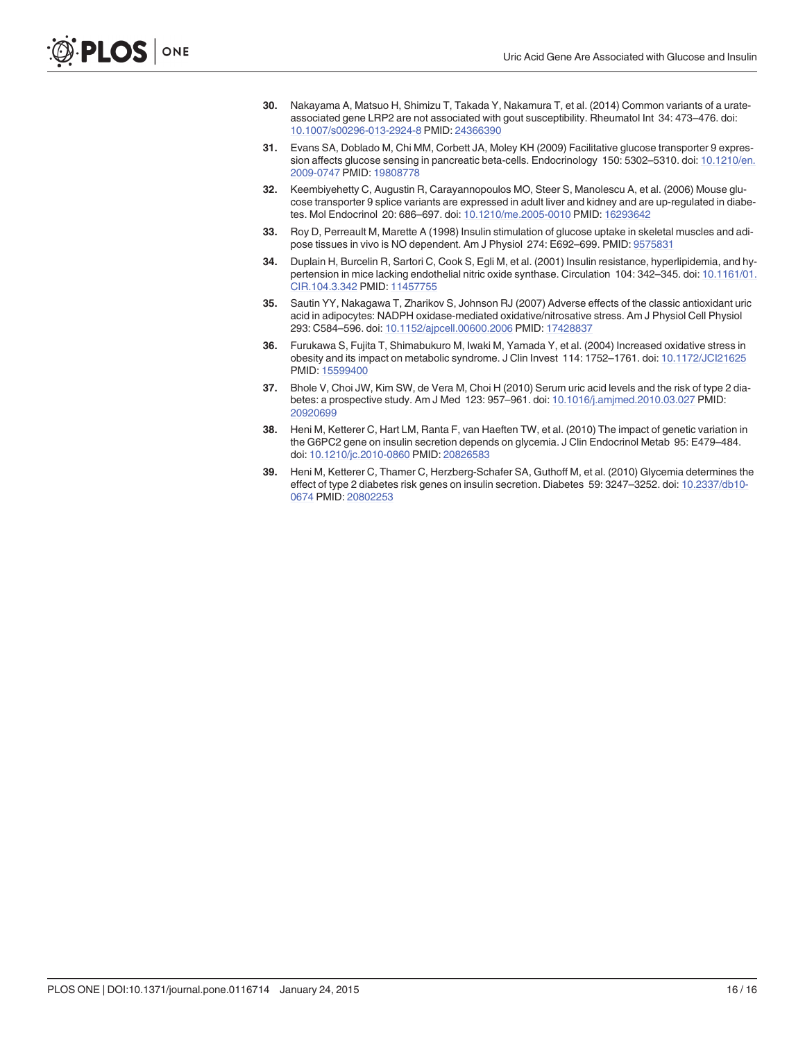30. Nakayama A, Matsuo H, Shimizu T, Takada Y, Nakamura T, et al. (2014) Common variants of a urate-associated gene LRP2 are not associated with gout susceptibility. Rheumatol Int 34: 473–476. doi: 10.1007/s00296-013-2924-8 PMID: 24366390

31. Evans SA, Doblado M, Chi MM, Corbett JA, Moley KH (2009) Facilitative glucose transporter 9 expression affects glucose sensing in pancreatic beta-cells. Endocrinology 150: 5302–5310. doi: 10.1210/en.2009-0747 PMID: 19808778

32. Keembiyehetty C, Augustin R, Carayannopoulos MO, Steer S, Manolescu A, et al. (2006) Mouse glucose transporter 9 splice variants are expressed in adult liver and kidney and are up-regulated in diabetes. Mol Endocrinol 20: 686–697. doi: 10.1210/me.2005-0010 PMID: 16293642

33. Roy D, Perreault M, Marette A (1998) Insulin stimulation of glucose uptake in skeletal muscles and adipose tissues in vivo is NO dependent. Am J Physiol 274: E692–699. PMID: 9575831

34. Duplain H, Burcelin R, Sartori C, Cook S, Egli M, et al. (2001) Insulin resistance, hyperlipidemia, and hypertension in mice lacking endothelial nitric oxide synthase. Circulation 104: 342–345. doi: 10.1161/01.CIR.104.3.342 PMID: 11457755

35. Sautin YY, Nakagawa T, Zharikov S, Johnson RJ (2007) Adverse effects of the classic antioxidant uric acid in adipocytes: NADPH oxidase-mediated oxidative/nitrosative stress. Am J Physiol Cell Physiol 293: C584–596. doi: 10.1152/ajpcell.00600.2006 PMID: 17428837

36. Furukawa S, Fujita T, Shimabukuro M, Iwaki M, Yamada Y, et al. (2004) Increased oxidative stress in obesity and its impact on metabolic syndrome. J Clin Invest 114: 1752–1761. doi: 10.1172/JCI21625 PMID: 15599400

37. Bhole V, Choi JW, Kim SW, de Vera M, Choi H (2010) Serum uric acid levels and the risk of type 2 diabetes: a prospective study. Am J Med 123: 957–961. doi: 10.1016/j.amjmed.2010.03.027 PMID: 20920699

38. Heni M, Ketterer C, Hart LM, Ranta F, van Haeften TW, et al. (2010) The impact of genetic variation in the G6PC2 gene on insulin secretion depends on glycemia. J Clin Endocrinol Metab 95: E479–484. doi: 10.1210/jc.2010-0860 PMID: 20826583

39. Heni M, Ketterer C, Thamer C, Herzberg-Schafer SA, Guthoff M, et al. (2010) Glycemia determines the effect of type 2 diabetes risk genes on insulin secretion. Diabetes 59: 3247–3252. doi: 10.2337/db10-0674 PMID: 20802253